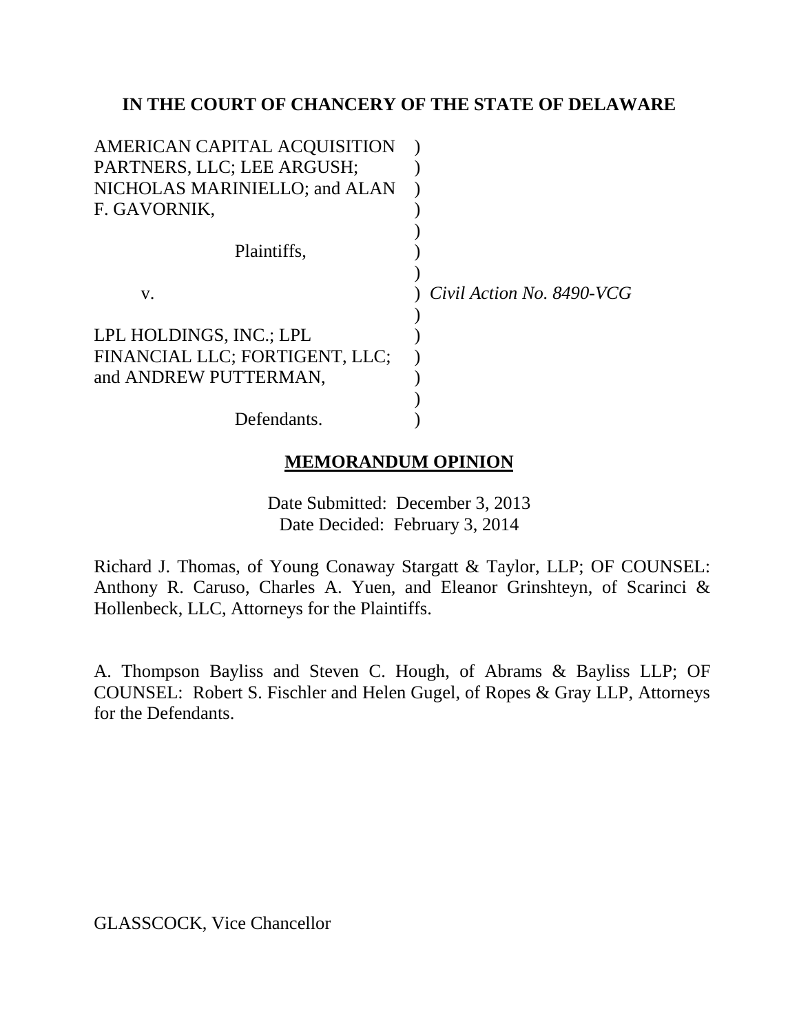**IN THE COURT OF CHANCERY OF THE STATE OF DELAWARE**

AMERICAN CAPITAL ACQUISITION PARTNERS, LLC; LEE ARGUSH; NICHOLAS MARINIELLO; and ALAN F. GAVORNIK,

Plaintiffs,

v.

LPL HOLDINGS, INC.; LPL FINANCIAL LLC; FORTIGENT, LLC; and ANDREW PUTTERMAN,

Defendants.

*Civil Action No. 8490-VCG*

**MEMORANDUM OPINION**

Date Submitted: December 3, 2013
Date Decided: February 3, 2014

Richard J. Thomas, of Young Conaway Stargatt & Taylor, LLP; OF COUNSEL: Anthony R. Caruso, Charles A. Yuen, and Eleanor Grinshteyn, of Scarinci & Hollenbeck, LLC, Attorneys for the Plaintiffs.

A. Thompson Bayliss and Steven C. Hough, of Abrams & Bayliss LLP; OF COUNSEL: Robert S. Fischler and Helen Gugel, of Ropes & Gray LLP, Attorneys for the Defendants.

GLASSCOCK, Vice Chancellor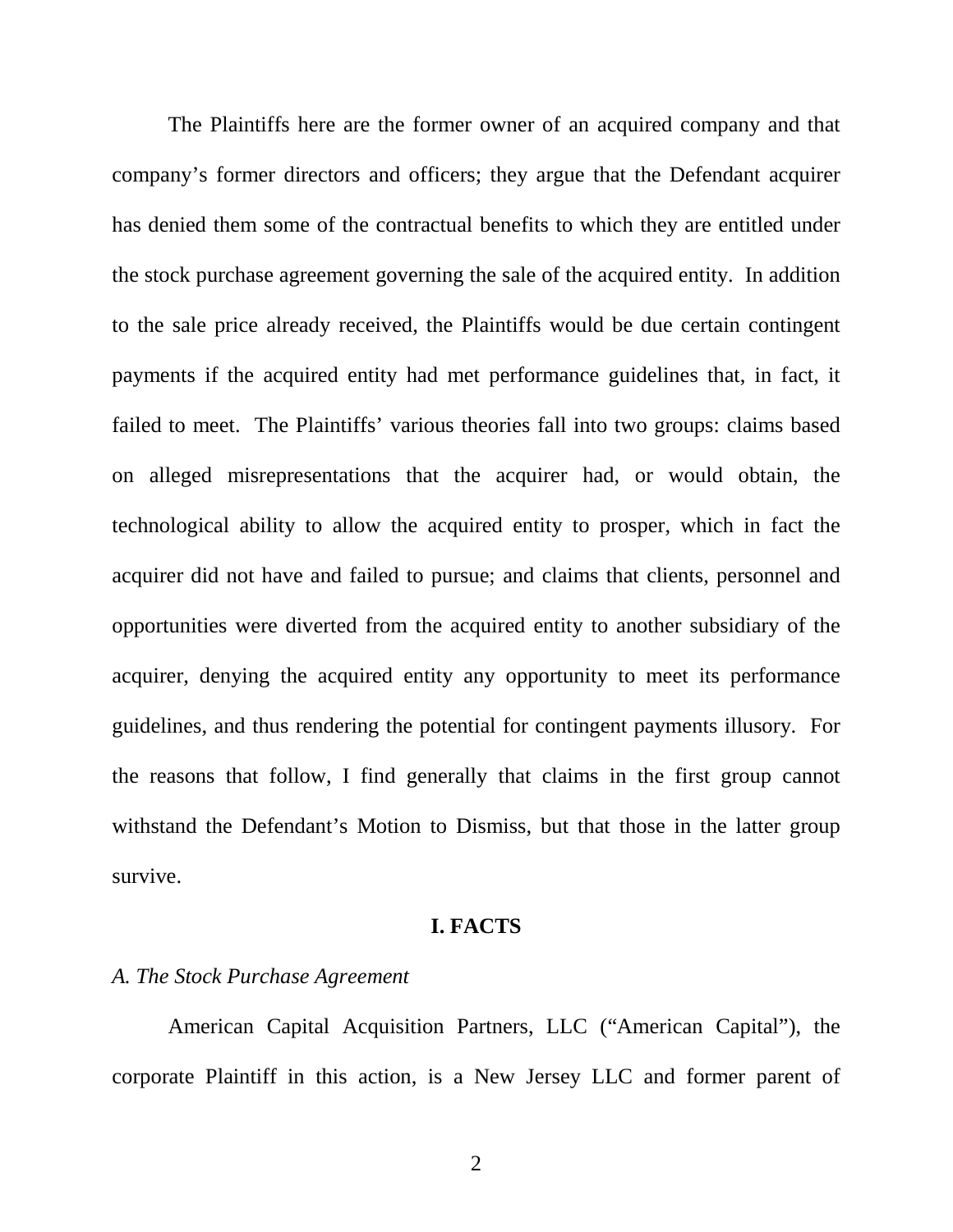The Plaintiffs here are the former owner of an acquired company and that company's former directors and officers; they argue that the Defendant acquirer has denied them some of the contractual benefits to which they are entitled under the stock purchase agreement governing the sale of the acquired entity. In addition to the sale price already received, the Plaintiffs would be due certain contingent payments if the acquired entity had met performance guidelines that, in fact, it failed to meet. The Plaintiffs' various theories fall into two groups: claims based on alleged misrepresentations that the acquirer had, or would obtain, the technological ability to allow the acquired entity to prosper, which in fact the acquirer did not have and failed to pursue; and claims that clients, personnel and opportunities were diverted from the acquired entity to another subsidiary of the acquirer, denying the acquired entity any opportunity to meet its performance guidelines, and thus rendering the potential for contingent payments illusory. For the reasons that follow, I find generally that claims in the first group cannot withstand the Defendant's Motion to Dismiss, but that those in the latter group survive.

## I. FACTS

### *A. The Stock Purchase Agreement*

American Capital Acquisition Partners, LLC ("American Capital"), the corporate Plaintiff in this action, is a New Jersey LLC and former parent of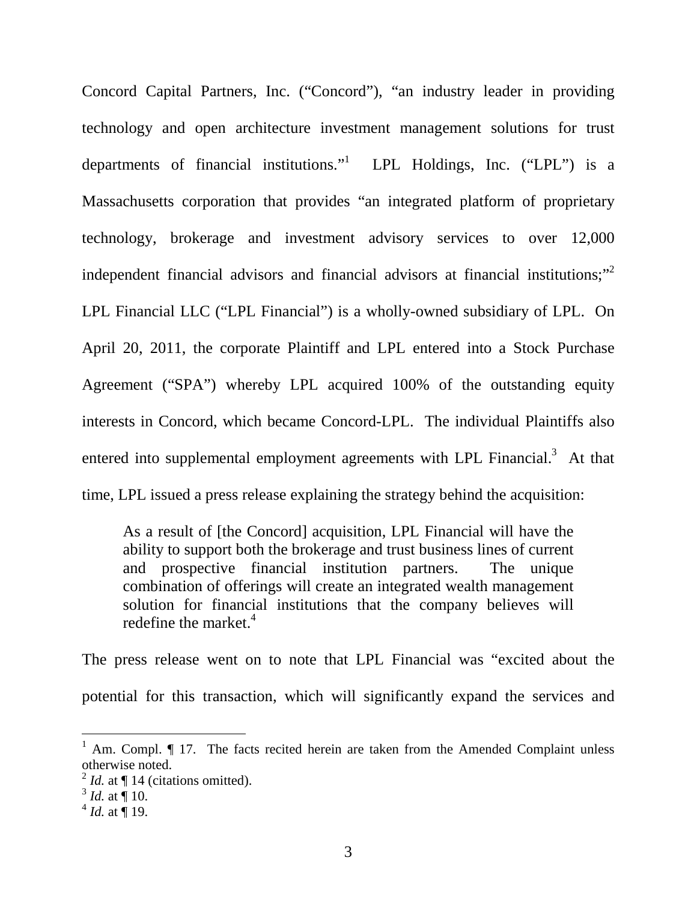Concord Capital Partners, Inc. ("Concord"), "an industry leader in providing technology and open architecture investment management solutions for trust departments of financial institutions."[1] LPL Holdings, Inc. ("LPL") is a Massachusetts corporation that provides "an integrated platform of proprietary technology, brokerage and investment advisory services to over 12,000 independent financial advisors and financial advisors at financial institutions;"[2] LPL Financial LLC ("LPL Financial") is a wholly-owned subsidiary of LPL. On April 20, 2011, the corporate Plaintiff and LPL entered into a Stock Purchase Agreement ("SPA") whereby LPL acquired 100% of the outstanding equity interests in Concord, which became Concord-LPL. The individual Plaintiffs also entered into supplemental employment agreements with LPL Financial.[3] At that time, LPL issued a press release explaining the strategy behind the acquisition:

> As a result of [the Concord] acquisition, LPL Financial will have the ability to support both the brokerage and trust business lines of current and prospective financial institution partners. The unique combination of offerings will create an integrated wealth management solution for financial institutions that the company believes will redefine the market.[4]

The press release went on to note that LPL Financial was "excited about the potential for this transaction, which will significantly expand the services and

---

[1] Am. Compl. ¶ 17. The facts recited herein are taken from the Amended Complaint unless otherwise noted.

[2] *Id.* at ¶ 14 (citations omitted).

[3] *Id.* at ¶ 10.

[4] *Id.* at ¶ 19.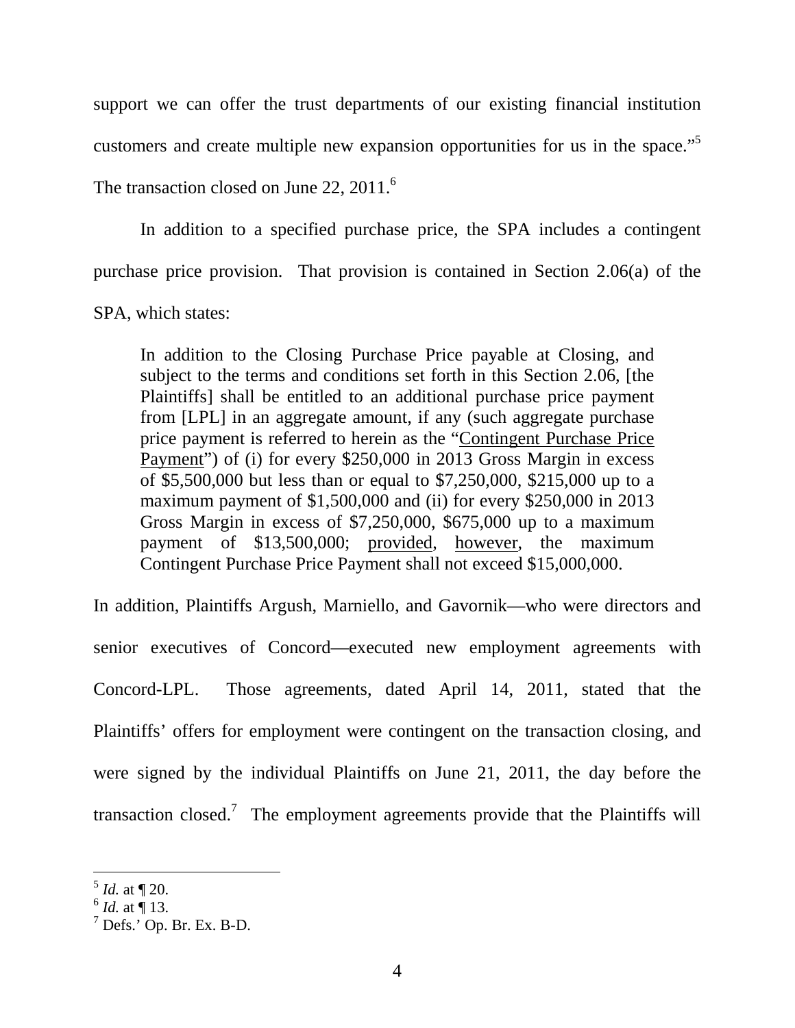support we can offer the trust departments of our existing financial institution customers and create multiple new expansion opportunities for us in the space."[5] The transaction closed on June 22, 2011.[6]

In addition to a specified purchase price, the SPA includes a contingent purchase price provision. That provision is contained in Section 2.06(a) of the SPA, which states:

> In addition to the Closing Purchase Price payable at Closing, and subject to the terms and conditions set forth in this Section 2.06, [the Plaintiffs] shall be entitled to an additional purchase price payment from [LPL] in an aggregate amount, if any (such aggregate purchase price payment is referred to herein as the "<u>Contingent Purchase Price Payment</u>") of (i) for every $250,000 in 2013 Gross Margin in excess of $5,500,000 but less than or equal to $7,250,000, $215,000 up to a maximum payment of $1,500,000 and (ii) for every $250,000 in 2013 Gross Margin in excess of $7,250,000, $675,000 up to a maximum payment of $13,500,000; <u>provided</u>, <u>however</u>, the maximum Contingent Purchase Price Payment shall not exceed $15,000,000.

In addition, Plaintiffs Argush, Marniello, and Gavornik—who were directors and senior executives of Concord—executed new employment agreements with Concord-LPL. Those agreements, dated April 14, 2011, stated that the Plaintiffs' offers for employment were contingent on the transaction closing, and were signed by the individual Plaintiffs on June 21, 2011, the day before the transaction closed.[7] The employment agreements provide that the Plaintiffs will

---

[5] *Id.* at ¶ 20.

[6] *Id.* at ¶ 13.

[7] Defs.' Op. Br. Ex. B-D.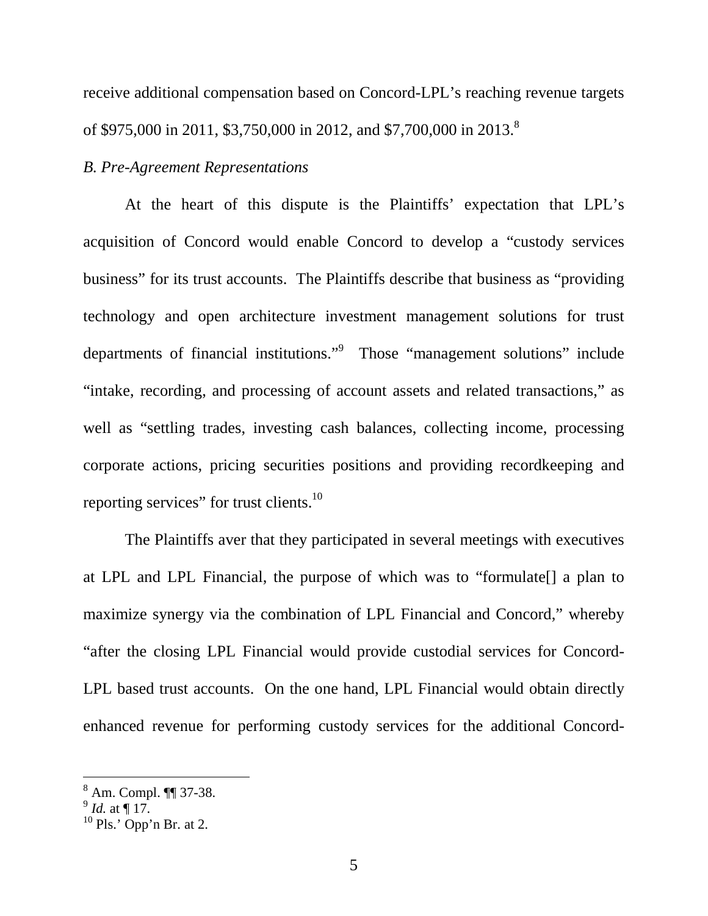receive additional compensation based on Concord-LPL's reaching revenue targets of $975,000 in 2011, $3,750,000 in 2012, and $7,700,000 in 2013.[8]

*B. Pre-Agreement Representations*

At the heart of this dispute is the Plaintiffs' expectation that LPL's acquisition of Concord would enable Concord to develop a "custody services business" for its trust accounts. The Plaintiffs describe that business as "providing technology and open architecture investment management solutions for trust departments of financial institutions."[9] Those "management solutions" include "intake, recording, and processing of account assets and related transactions," as well as "settling trades, investing cash balances, collecting income, processing corporate actions, pricing securities positions and providing recordkeeping and reporting services" for trust clients.[10]

The Plaintiffs aver that they participated in several meetings with executives at LPL and LPL Financial, the purpose of which was to "formulate[] a plan to maximize synergy via the combination of LPL Financial and Concord," whereby "after the closing LPL Financial would provide custodial services for Concord-LPL based trust accounts. On the one hand, LPL Financial would obtain directly enhanced revenue for performing custody services for the additional Concord-

---

[8] Am. Compl. ¶¶ 37-38.

[9] *Id.* at ¶ 17.

[10] Pls.' Opp'n Br. at 2.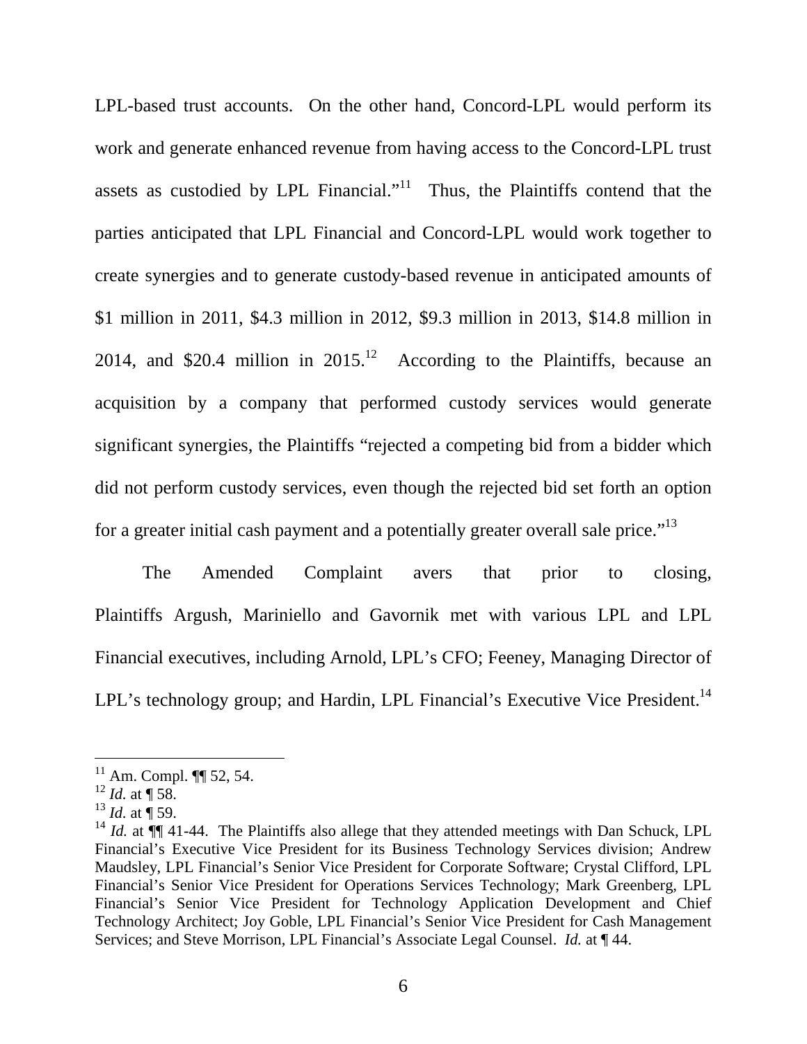LPL-based trust accounts. On the other hand, Concord-LPL would perform its work and generate enhanced revenue from having access to the Concord-LPL trust assets as custodied by LPL Financial."[11] Thus, the Plaintiffs contend that the parties anticipated that LPL Financial and Concord-LPL would work together to create synergies and to generate custody-based revenue in anticipated amounts of \$1 million in 2011, \$4.3 million in 2012, \$9.3 million in 2013, \$14.8 million in 2014, and \$20.4 million in 2015.[12] According to the Plaintiffs, because an acquisition by a company that performed custody services would generate significant synergies, the Plaintiffs "rejected a competing bid from a bidder which did not perform custody services, even though the rejected bid set forth an option for a greater initial cash payment and a potentially greater overall sale price."[13]

The Amended Complaint avers that prior to closing, Plaintiffs Argush, Mariniello and Gavornik met with various LPL and LPL Financial executives, including Arnold, LPL's CFO; Feeney, Managing Director of LPL's technology group; and Hardin, LPL Financial's Executive Vice President.[14]

---

[11] Am. Compl. ¶¶ 52, 54.

[12] *Id.* at ¶ 58.

[13] *Id.* at ¶ 59.

[14] *Id.* at ¶¶ 41-44. The Plaintiffs also allege that they attended meetings with Dan Schuck, LPL Financial's Executive Vice President for its Business Technology Services division; Andrew Maudsley, LPL Financial's Senior Vice President for Corporate Software; Crystal Clifford, LPL Financial's Senior Vice President for Operations Services Technology; Mark Greenberg, LPL Financial's Senior Vice President for Technology Application Development and Chief Technology Architect; Joy Goble, LPL Financial's Senior Vice President for Cash Management Services; and Steve Morrison, LPL Financial's Associate Legal Counsel. *Id.* at ¶ 44.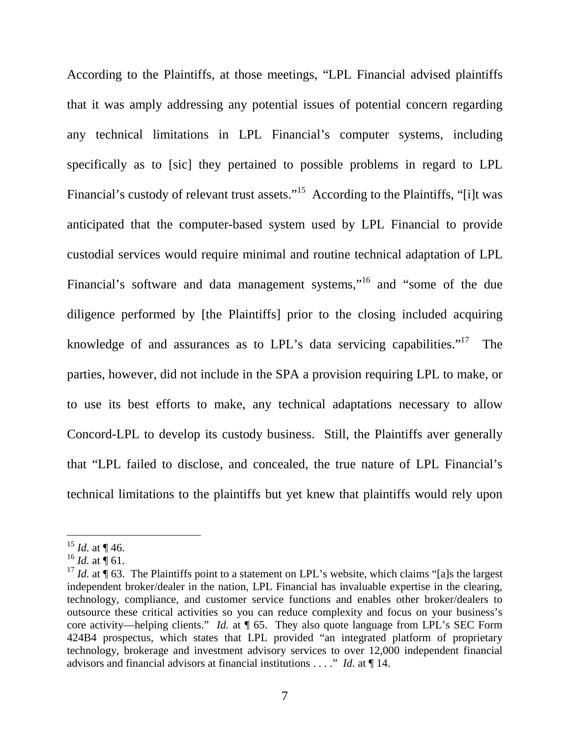According to the Plaintiffs, at those meetings, "LPL Financial advised plaintiffs that it was amply addressing any potential issues of potential concern regarding any technical limitations in LPL Financial's computer systems, including specifically as to [sic] they pertained to possible problems in regard to LPL Financial's custody of relevant trust assets."[15] According to the Plaintiffs, "[i]t was anticipated that the computer-based system used by LPL Financial to provide custodial services would require minimal and routine technical adaptation of LPL Financial's software and data management systems,"[16] and "some of the due diligence performed by [the Plaintiffs] prior to the closing included acquiring knowledge of and assurances as to LPL's data servicing capabilities."[17] The parties, however, did not include in the SPA a provision requiring LPL to make, or to use its best efforts to make, any technical adaptations necessary to allow Concord-LPL to develop its custody business. Still, the Plaintiffs aver generally that "LPL failed to disclose, and concealed, the true nature of LPL Financial's technical limitations to the plaintiffs but yet knew that plaintiffs would rely upon

---

[15] *Id.* at ¶ 46.

[16] *Id.* at ¶ 61.

[17] *Id.* at ¶ 63. The Plaintiffs point to a statement on LPL's website, which claims "[a]s the largest independent broker/dealer in the nation, LPL Financial has invaluable expertise in the clearing, technology, compliance, and customer service functions and enables other broker/dealers to outsource these critical activities so you can reduce complexity and focus on your business's core activity—helping clients." *Id.* at ¶ 65. They also quote language from LPL's SEC Form 424B4 prospectus, which states that LPL provided "an integrated platform of proprietary technology, brokerage and investment advisory services to over 12,000 independent financial advisors and financial advisors at financial institutions . . . ." *Id.* at ¶ 14.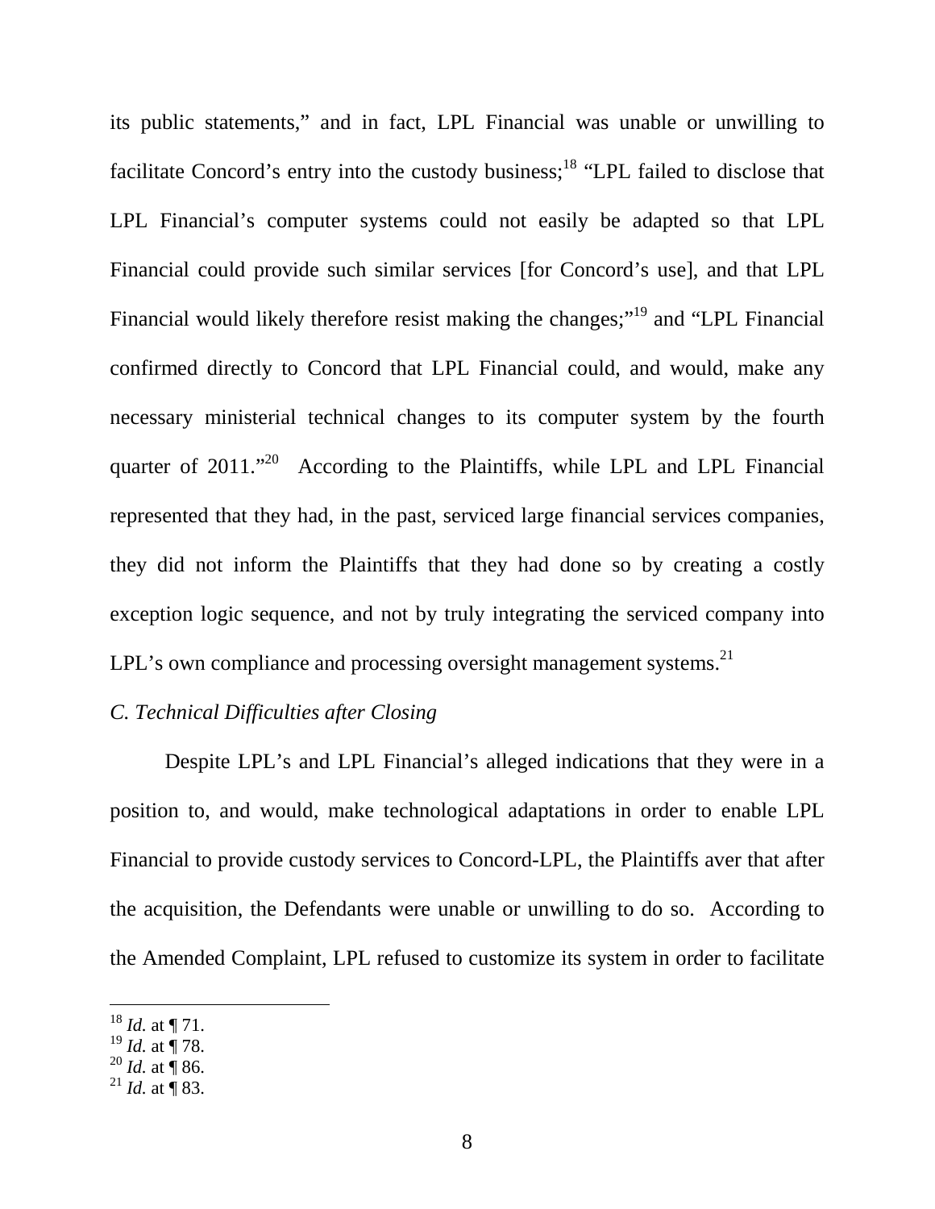its public statements," and in fact, LPL Financial was unable or unwilling to facilitate Concord's entry into the custody business;[18] "LPL failed to disclose that LPL Financial's computer systems could not easily be adapted so that LPL Financial could provide such similar services [for Concord's use], and that LPL Financial would likely therefore resist making the changes;"[19] and "LPL Financial confirmed directly to Concord that LPL Financial could, and would, make any necessary ministerial technical changes to its computer system by the fourth quarter of 2011."[20] According to the Plaintiffs, while LPL and LPL Financial represented that they had, in the past, serviced large financial services companies, they did not inform the Plaintiffs that they had done so by creating a costly exception logic sequence, and not by truly integrating the serviced company into LPL's own compliance and processing oversight management systems.[21]

*C. Technical Difficulties after Closing*

Despite LPL's and LPL Financial's alleged indications that they were in a position to, and would, make technological adaptations in order to enable LPL Financial to provide custody services to Concord-LPL, the Plaintiffs aver that after the acquisition, the Defendants were unable or unwilling to do so. According to the Amended Complaint, LPL refused to customize its system in order to facilitate

---

[18] *Id.* at ¶ 71.

[19] *Id.* at ¶ 78.

[20] *Id.* at ¶ 86.

[21] *Id.* at ¶ 83.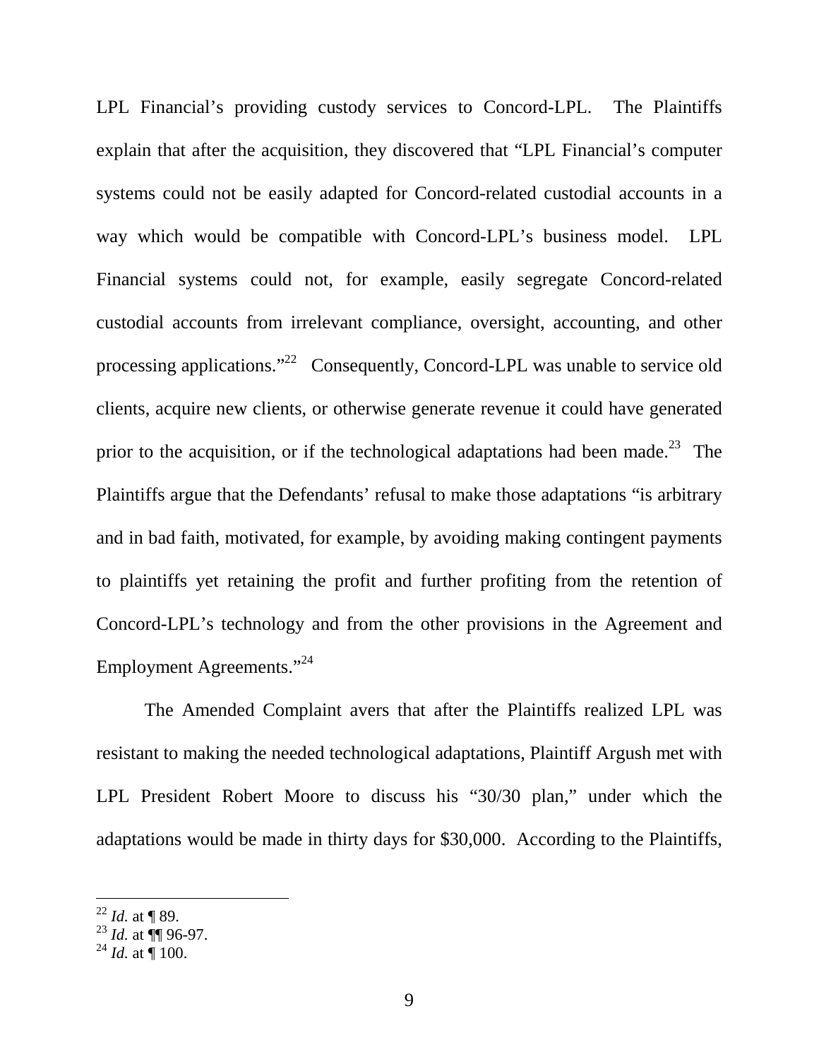LPL Financial's providing custody services to Concord-LPL. The Plaintiffs explain that after the acquisition, they discovered that "LPL Financial's computer systems could not be easily adapted for Concord-related custodial accounts in a way which would be compatible with Concord-LPL's business model. LPL Financial systems could not, for example, easily segregate Concord-related custodial accounts from irrelevant compliance, oversight, accounting, and other processing applications."[22] Consequently, Concord-LPL was unable to service old clients, acquire new clients, or otherwise generate revenue it could have generated prior to the acquisition, or if the technological adaptations had been made.[23] The Plaintiffs argue that the Defendants' refusal to make those adaptations "is arbitrary and in bad faith, motivated, for example, by avoiding making contingent payments to plaintiffs yet retaining the profit and further profiting from the retention of Concord-LPL's technology and from the other provisions in the Agreement and Employment Agreements."[24]

The Amended Complaint avers that after the Plaintiffs realized LPL was resistant to making the needed technological adaptations, Plaintiff Argush met with LPL President Robert Moore to discuss his "30/30 plan," under which the adaptations would be made in thirty days for $30,000. According to the Plaintiffs,

---

[22] *Id.* at ¶ 89.
[23] *Id.* at ¶¶ 96-97.
[24] *Id.* at ¶ 100.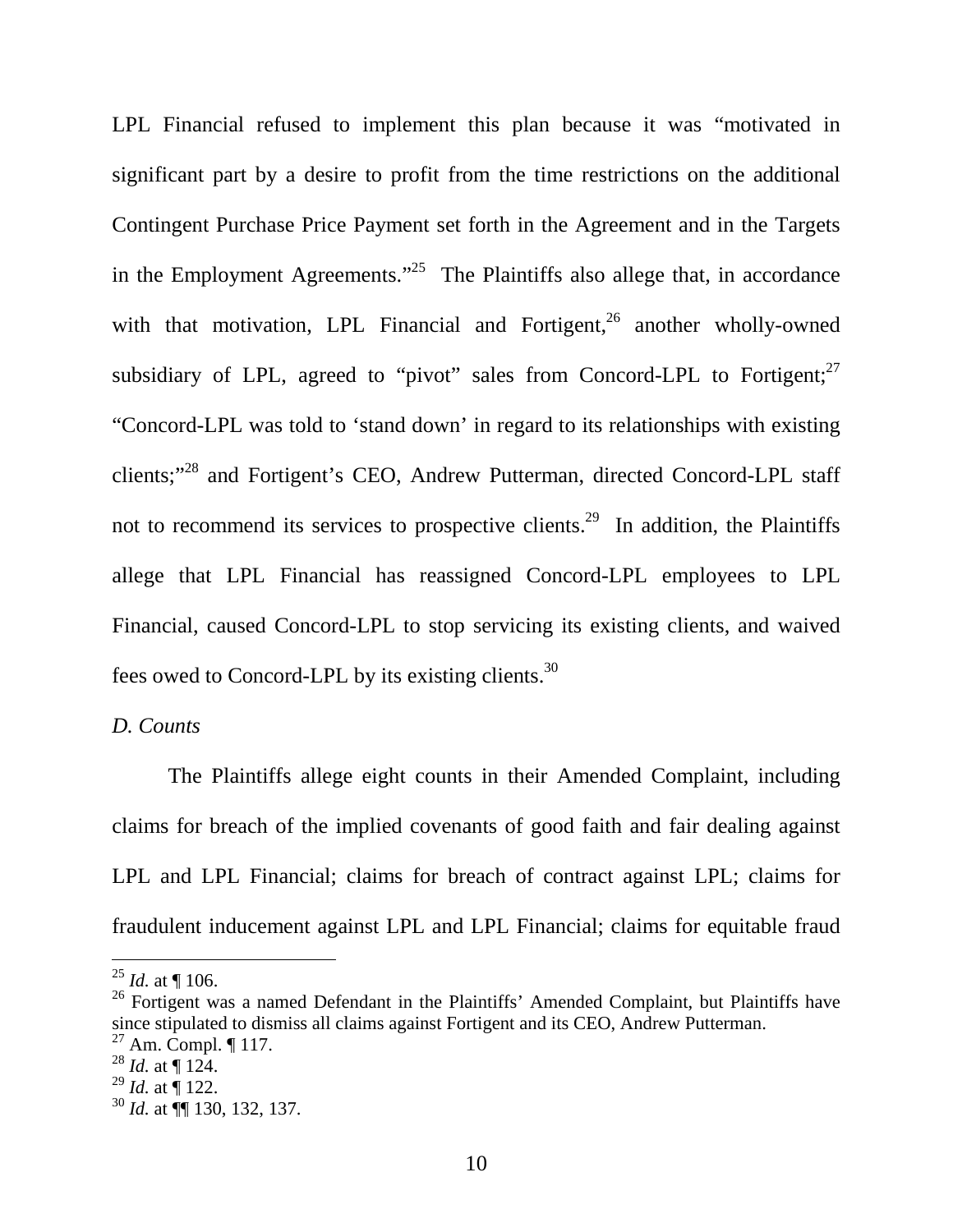LPL Financial refused to implement this plan because it was "motivated in significant part by a desire to profit from the time restrictions on the additional Contingent Purchase Price Payment set forth in the Agreement and in the Targets in the Employment Agreements."[25] The Plaintiffs also allege that, in accordance with that motivation, LPL Financial and Fortigent,[26] another wholly-owned subsidiary of LPL, agreed to "pivot" sales from Concord-LPL to Fortigent;[27] "Concord-LPL was told to 'stand down' in regard to its relationships with existing clients;"[28] and Fortigent's CEO, Andrew Putterman, directed Concord-LPL staff not to recommend its services to prospective clients.[29] In addition, the Plaintiffs allege that LPL Financial has reassigned Concord-LPL employees to LPL Financial, caused Concord-LPL to stop servicing its existing clients, and waived fees owed to Concord-LPL by its existing clients.[30]

*D. Counts*

The Plaintiffs allege eight counts in their Amended Complaint, including claims for breach of the implied covenants of good faith and fair dealing against LPL and LPL Financial; claims for breach of contract against LPL; claims for fraudulent inducement against LPL and LPL Financial; claims for equitable fraud

---

[25] *Id.* at ¶ 106.

[26] Fortigent was a named Defendant in the Plaintiffs' Amended Complaint, but Plaintiffs have since stipulated to dismiss all claims against Fortigent and its CEO, Andrew Putterman.

[27] Am. Compl. ¶ 117.

[28] *Id.* at ¶ 124.

[29] *Id.* at ¶ 122.

[30] *Id.* at ¶¶ 130, 132, 137.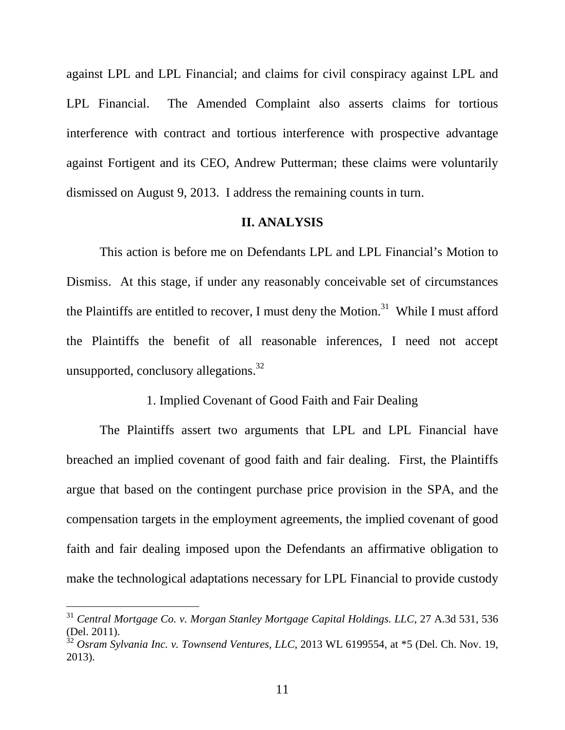against LPL and LPL Financial; and claims for civil conspiracy against LPL and LPL Financial. The Amended Complaint also asserts claims for tortious interference with contract and tortious interference with prospective advantage against Fortigent and its CEO, Andrew Putterman; these claims were voluntarily dismissed on August 9, 2013. I address the remaining counts in turn.

## II. ANALYSIS

This action is before me on Defendants LPL and LPL Financial's Motion to Dismiss. At this stage, if under any reasonably conceivable set of circumstances the Plaintiffs are entitled to recover, I must deny the Motion.[31] While I must afford the Plaintiffs the benefit of all reasonable inferences, I need not accept unsupported, conclusory allegations.[32]

### 1. Implied Covenant of Good Faith and Fair Dealing

The Plaintiffs assert two arguments that LPL and LPL Financial have breached an implied covenant of good faith and fair dealing. First, the Plaintiffs argue that based on the contingent purchase price provision in the SPA, and the compensation targets in the employment agreements, the implied covenant of good faith and fair dealing imposed upon the Defendants an affirmative obligation to make the technological adaptations necessary for LPL Financial to provide custody

---

[31] *Central Mortgage Co. v. Morgan Stanley Mortgage Capital Holdings. LLC*, 27 A.3d 531, 536 (Del. 2011).

[32] *Osram Sylvania Inc. v. Townsend Ventures, LLC*, 2013 WL 6199554, at *5 (Del. Ch. Nov. 19, 2013).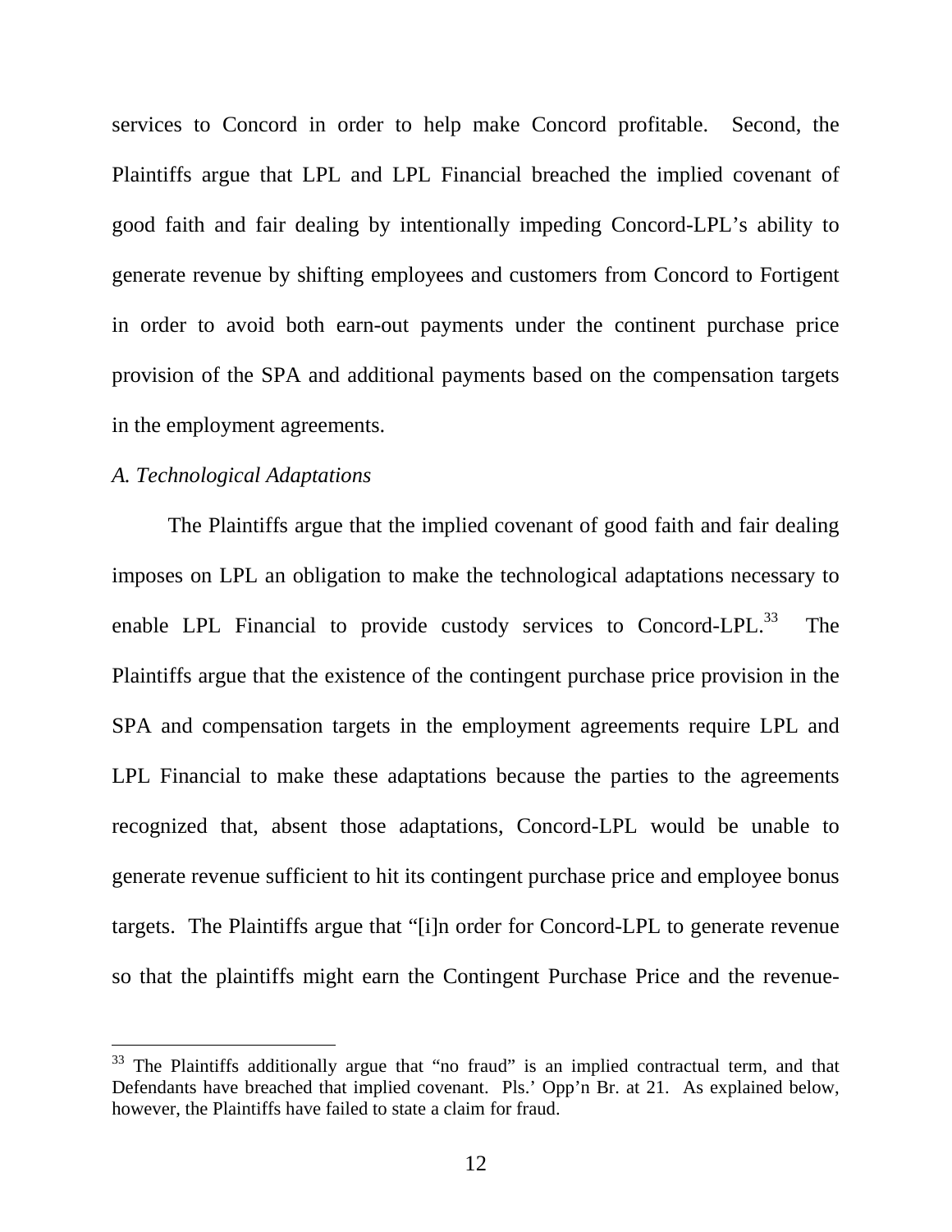services to Concord in order to help make Concord profitable. Second, the Plaintiffs argue that LPL and LPL Financial breached the implied covenant of good faith and fair dealing by intentionally impeding Concord-LPL's ability to generate revenue by shifting employees and customers from Concord to Fortigent in order to avoid both earn-out payments under the continent purchase price provision of the SPA and additional payments based on the compensation targets in the employment agreements.

*A. Technological Adaptations*

The Plaintiffs argue that the implied covenant of good faith and fair dealing imposes on LPL an obligation to make the technological adaptations necessary to enable LPL Financial to provide custody services to Concord-LPL.[33] The Plaintiffs argue that the existence of the contingent purchase price provision in the SPA and compensation targets in the employment agreements require LPL and LPL Financial to make these adaptations because the parties to the agreements recognized that, absent those adaptations, Concord-LPL would be unable to generate revenue sufficient to hit its contingent purchase price and employee bonus targets. The Plaintiffs argue that "[i]n order for Concord-LPL to generate revenue so that the plaintiffs might earn the Contingent Purchase Price and the revenue-

[33] The Plaintiffs additionally argue that "no fraud" is an implied contractual term, and that Defendants have breached that implied covenant. Pls.' Opp'n Br. at 21. As explained below, however, the Plaintiffs have failed to state a claim for fraud.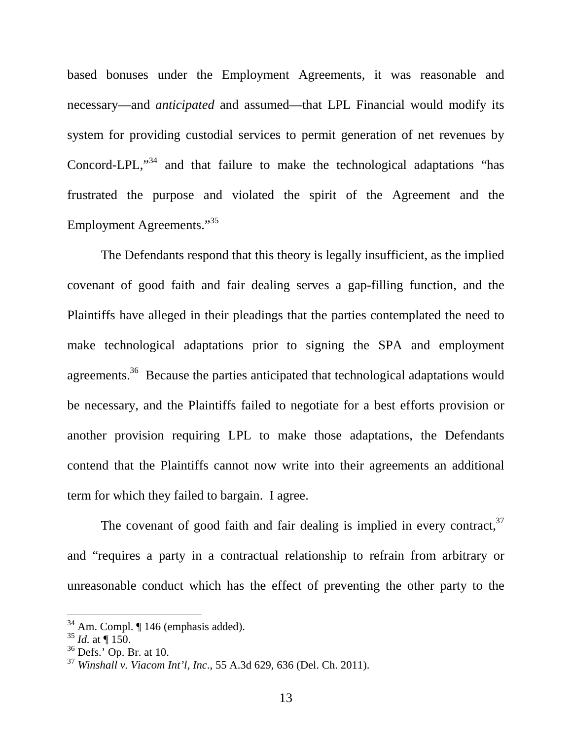based bonuses under the Employment Agreements, it was reasonable and necessary—and *anticipated* and assumed—that LPL Financial would modify its system for providing custodial services to permit generation of net revenues by Concord-LPL,"[34] and that failure to make the technological adaptations "has frustrated the purpose and violated the spirit of the Agreement and the Employment Agreements."[35]

The Defendants respond that this theory is legally insufficient, as the implied covenant of good faith and fair dealing serves a gap-filling function, and the Plaintiffs have alleged in their pleadings that the parties contemplated the need to make technological adaptations prior to signing the SPA and employment agreements.[36] Because the parties anticipated that technological adaptations would be necessary, and the Plaintiffs failed to negotiate for a best efforts provision or another provision requiring LPL to make those adaptations, the Defendants contend that the Plaintiffs cannot now write into their agreements an additional term for which they failed to bargain. I agree.

The covenant of good faith and fair dealing is implied in every contract,[37] and "requires a party in a contractual relationship to refrain from arbitrary or unreasonable conduct which has the effect of preventing the other party to the

---

[34] Am. Compl. ¶ 146 (emphasis added).

[35] *Id.* at ¶ 150.

[36] Defs.' Op. Br. at 10.

[37] *Winshall v. Viacom Int'l, Inc.*, 55 A.3d 629, 636 (Del. Ch. 2011).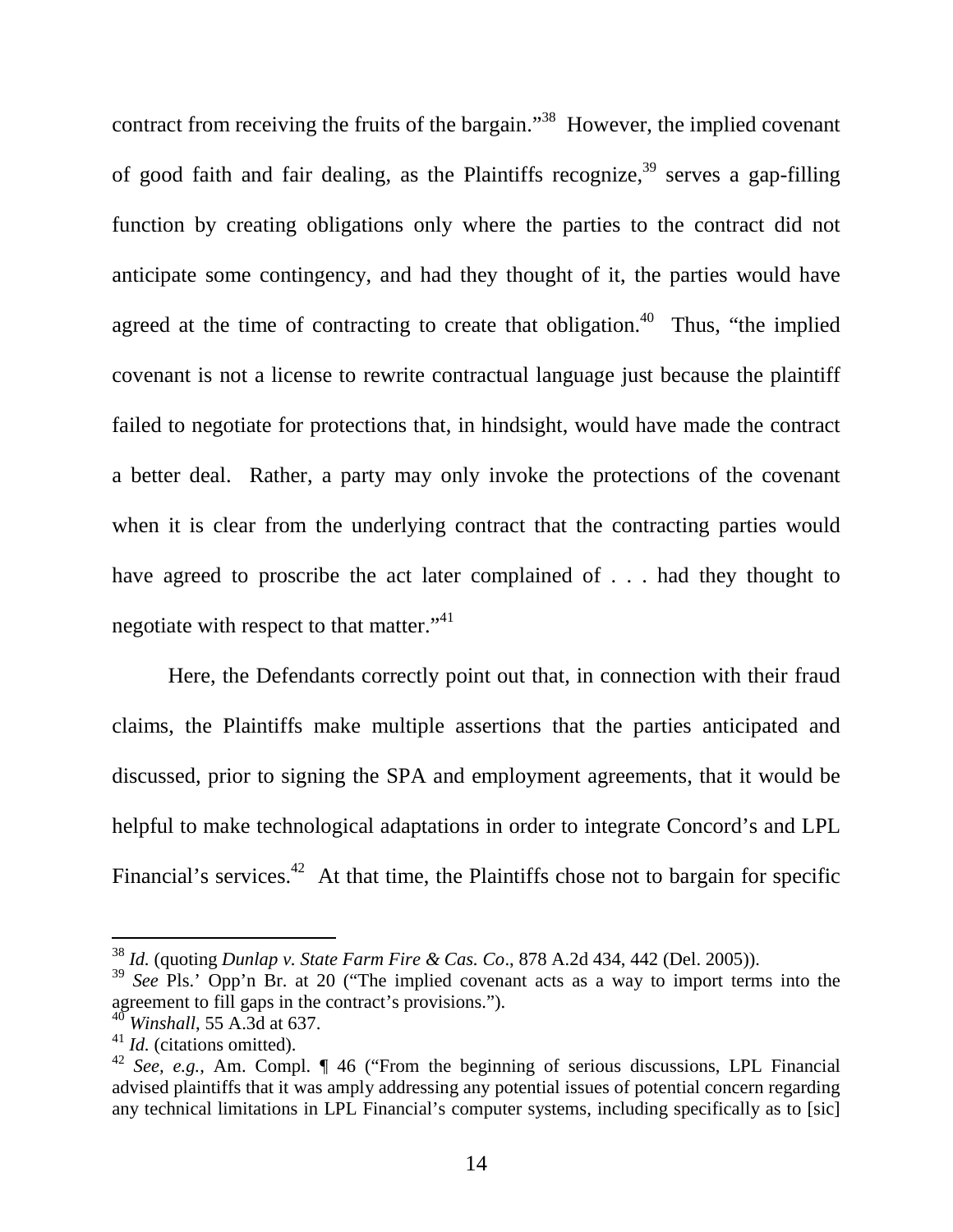contract from receiving the fruits of the bargain."[38] However, the implied covenant of good faith and fair dealing, as the Plaintiffs recognize,[39] serves a gap-filling function by creating obligations only where the parties to the contract did not anticipate some contingency, and had they thought of it, the parties would have agreed at the time of contracting to create that obligation.[40] Thus, "the implied covenant is not a license to rewrite contractual language just because the plaintiff failed to negotiate for protections that, in hindsight, would have made the contract a better deal. Rather, a party may only invoke the protections of the covenant when it is clear from the underlying contract that the contracting parties would have agreed to proscribe the act later complained of . . . had they thought to negotiate with respect to that matter."[41]

Here, the Defendants correctly point out that, in connection with their fraud claims, the Plaintiffs make multiple assertions that the parties anticipated and discussed, prior to signing the SPA and employment agreements, that it would be helpful to make technological adaptations in order to integrate Concord's and LPL Financial's services.[42] At that time, the Plaintiffs chose not to bargain for specific

---

[38] *Id.* (quoting *Dunlap v. State Farm Fire & Cas. Co*., 878 A.2d 434, 442 (Del. 2005)).

[39] *See* Pls.' Opp'n Br. at 20 ("The implied covenant acts as a way to import terms into the agreement to fill gaps in the contract's provisions.").

[40] *Winshall*, 55 A.3d at 637.

[41] *Id.* (citations omitted).

[42] *See, e.g.*, Am. Compl. ¶ 46 ("From the beginning of serious discussions, LPL Financial advised plaintiffs that it was amply addressing any potential issues of potential concern regarding any technical limitations in LPL Financial's computer systems, including specifically as to [sic]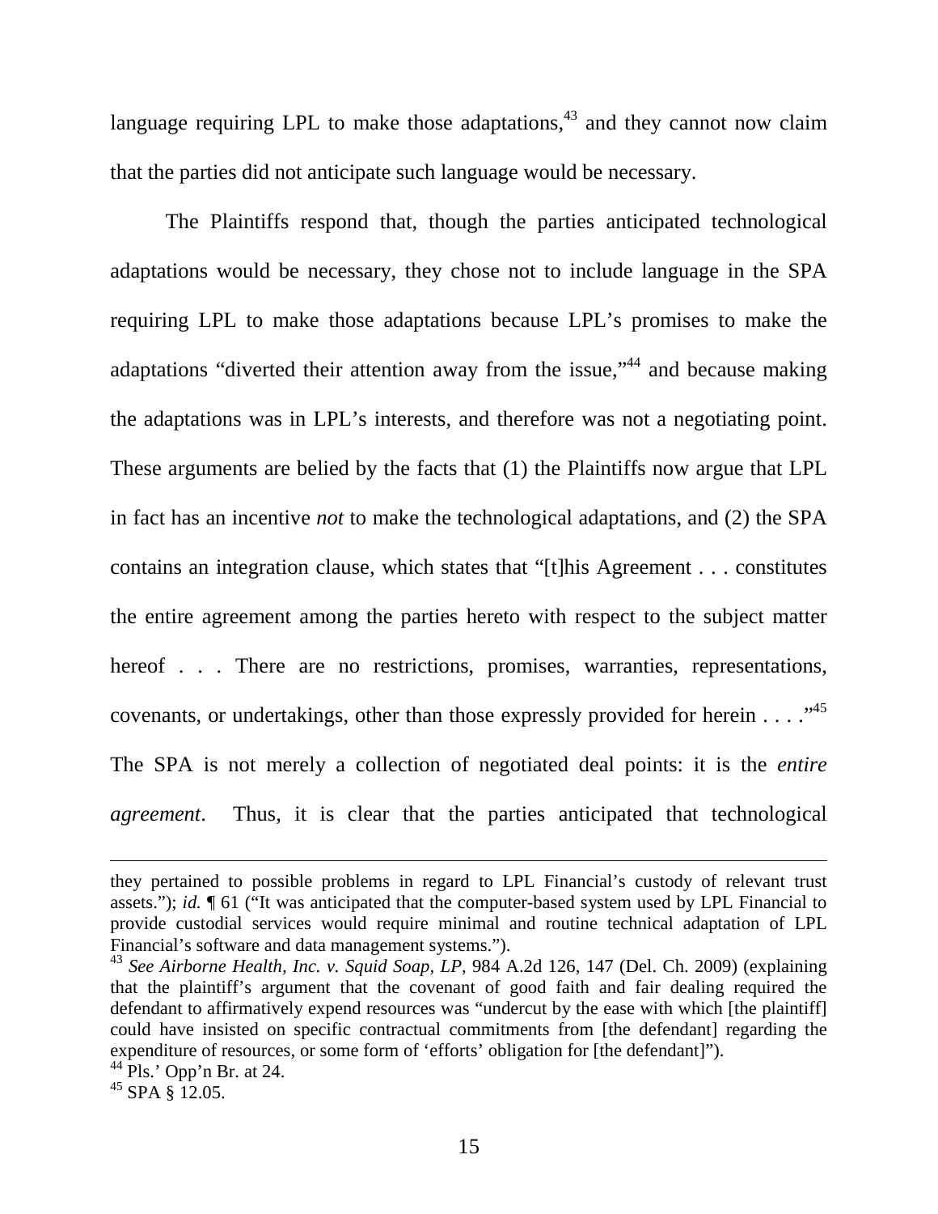language requiring LPL to make those adaptations,[43] and they cannot now claim that the parties did not anticipate such language would be necessary.

The Plaintiffs respond that, though the parties anticipated technological adaptations would be necessary, they chose not to include language in the SPA requiring LPL to make those adaptations because LPL's promises to make the adaptations "diverted their attention away from the issue,"[44] and because making the adaptations was in LPL's interests, and therefore was not a negotiating point. These arguments are belied by the facts that (1) the Plaintiffs now argue that LPL in fact has an incentive *not* to make the technological adaptations, and (2) the SPA contains an integration clause, which states that "[t]his Agreement . . . constitutes the entire agreement among the parties hereto with respect to the subject matter hereof . . . There are no restrictions, promises, warranties, representations, covenants, or undertakings, other than those expressly provided for herein . . . ."[45] The SPA is not merely a collection of negotiated deal points: it is the *entire agreement*. Thus, it is clear that the parties anticipated that technological

---

they pertained to possible problems in regard to LPL Financial's custody of relevant trust assets."); *id.* ¶ 61 ("It was anticipated that the computer-based system used by LPL Financial to provide custodial services would require minimal and routine technical adaptation of LPL Financial's software and data management systems.").

[43] *See Airborne Health, Inc. v. Squid Soap, LP*, 984 A.2d 126, 147 (Del. Ch. 2009) (explaining that the plaintiff's argument that the covenant of good faith and fair dealing required the defendant to affirmatively expend resources was "undercut by the ease with which [the plaintiff] could have insisted on specific contractual commitments from [the defendant] regarding the expenditure of resources, or some form of 'efforts' obligation for [the defendant]").

[44] Pls.' Opp'n Br. at 24.

[45] SPA § 12.05.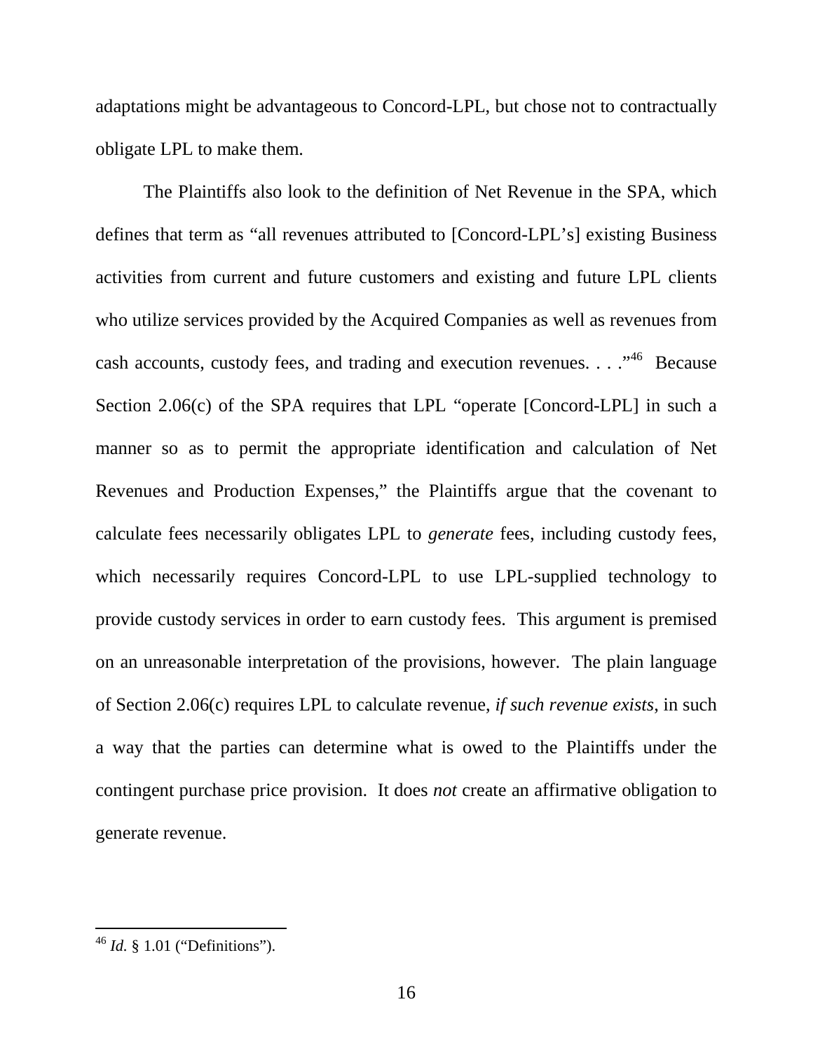adaptations might be advantageous to Concord-LPL, but chose not to contractually obligate LPL to make them.

The Plaintiffs also look to the definition of Net Revenue in the SPA, which defines that term as "all revenues attributed to [Concord-LPL's] existing Business activities from current and future customers and existing and future LPL clients who utilize services provided by the Acquired Companies as well as revenues from cash accounts, custody fees, and trading and execution revenues. . . ."[46] Because Section 2.06(c) of the SPA requires that LPL "operate [Concord-LPL] in such a manner so as to permit the appropriate identification and calculation of Net Revenues and Production Expenses," the Plaintiffs argue that the covenant to calculate fees necessarily obligates LPL to *generate* fees, including custody fees, which necessarily requires Concord-LPL to use LPL-supplied technology to provide custody services in order to earn custody fees. This argument is premised on an unreasonable interpretation of the provisions, however. The plain language of Section 2.06(c) requires LPL to calculate revenue, *if such revenue exists*, in such a way that the parties can determine what is owed to the Plaintiffs under the contingent purchase price provision. It does *not* create an affirmative obligation to generate revenue.

---

[46] *Id.* § 1.01 ("Definitions").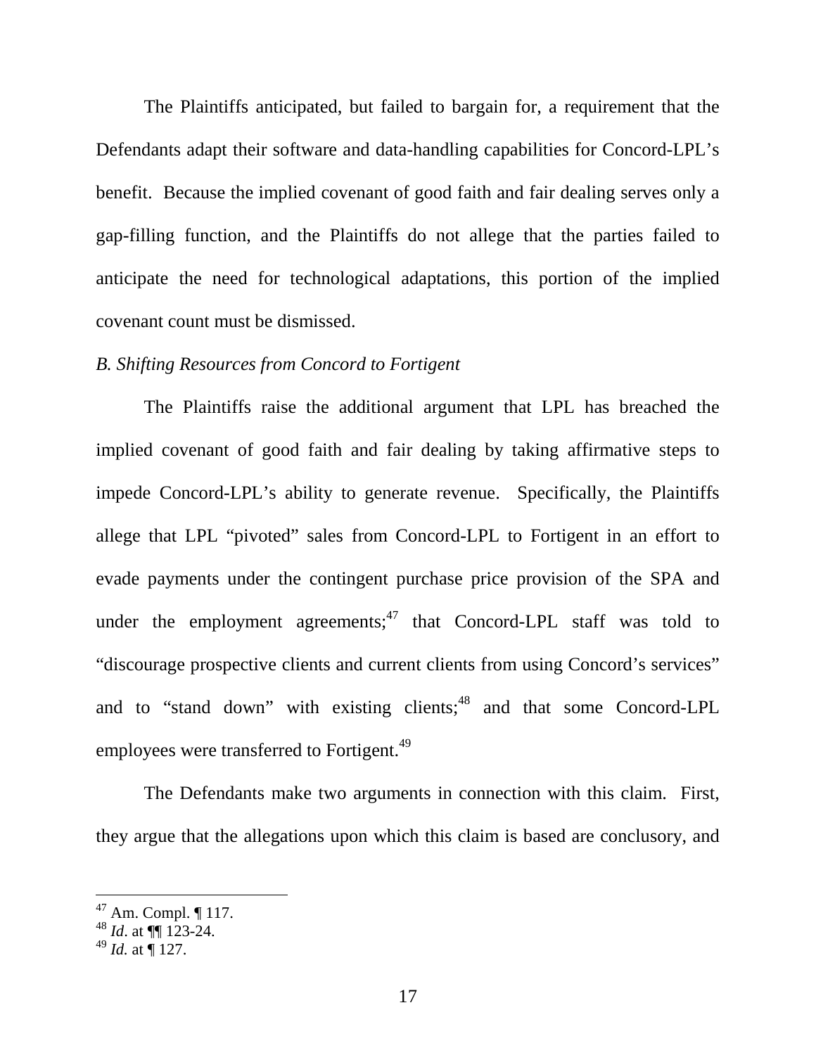The Plaintiffs anticipated, but failed to bargain for, a requirement that the Defendants adapt their software and data-handling capabilities for Concord-LPL's benefit. Because the implied covenant of good faith and fair dealing serves only a gap-filling function, and the Plaintiffs do not allege that the parties failed to anticipate the need for technological adaptations, this portion of the implied covenant count must be dismissed.

*B. Shifting Resources from Concord to Fortigent*

The Plaintiffs raise the additional argument that LPL has breached the implied covenant of good faith and fair dealing by taking affirmative steps to impede Concord-LPL's ability to generate revenue. Specifically, the Plaintiffs allege that LPL "pivoted" sales from Concord-LPL to Fortigent in an effort to evade payments under the contingent purchase price provision of the SPA and under the employment agreements;[47] that Concord-LPL staff was told to "discourage prospective clients and current clients from using Concord's services" and to "stand down" with existing clients;[48] and that some Concord-LPL employees were transferred to Fortigent.[49]

The Defendants make two arguments in connection with this claim. First, they argue that the allegations upon which this claim is based are conclusory, and

---

[47] Am. Compl. ¶ 117.

[48] *Id*. at ¶¶ 123-24.

[49] *Id*. at ¶ 127.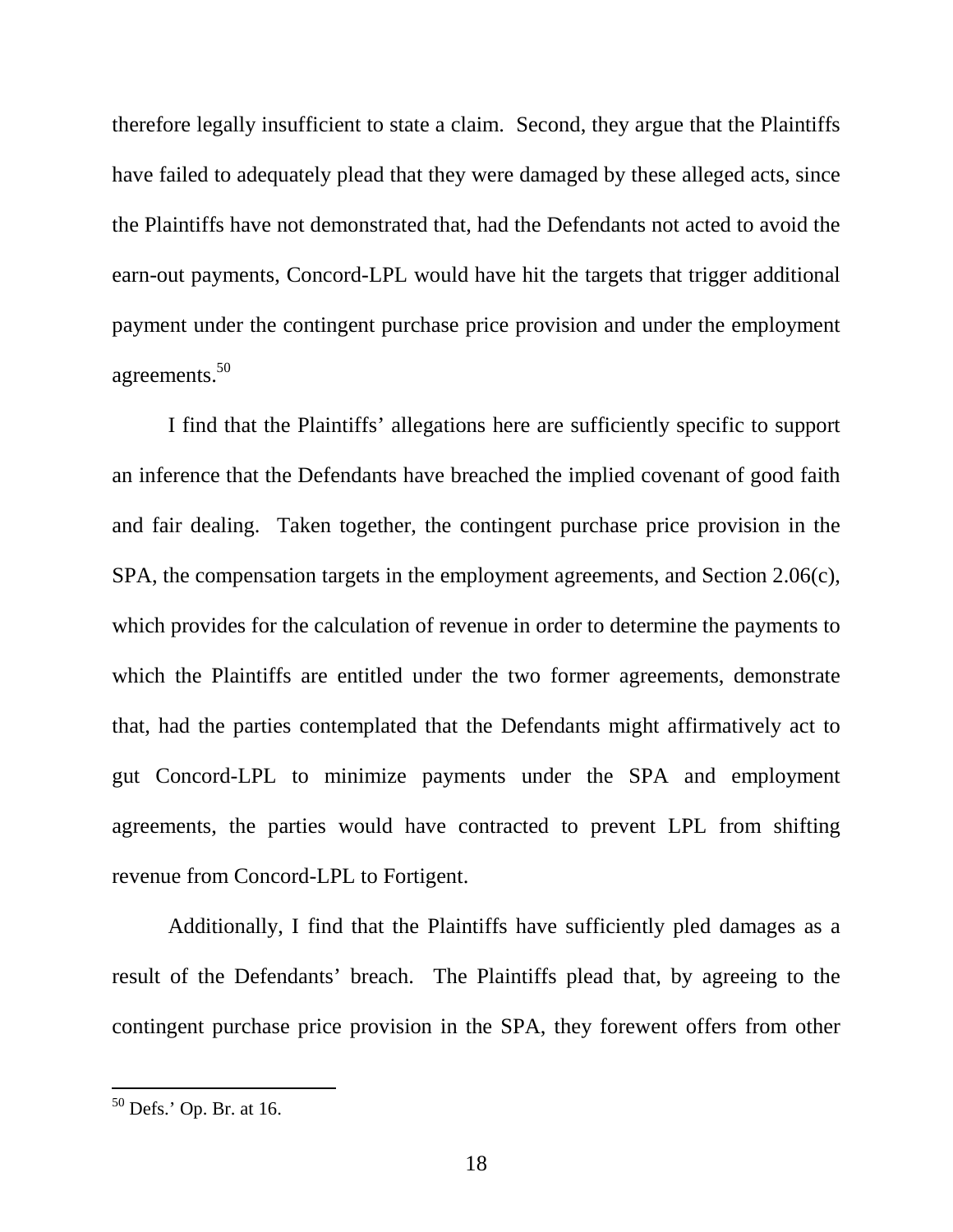therefore legally insufficient to state a claim. Second, they argue that the Plaintiffs have failed to adequately plead that they were damaged by these alleged acts, since the Plaintiffs have not demonstrated that, had the Defendants not acted to avoid the earn-out payments, Concord-LPL would have hit the targets that trigger additional payment under the contingent purchase price provision and under the employment agreements.[50]

I find that the Plaintiffs' allegations here are sufficiently specific to support an inference that the Defendants have breached the implied covenant of good faith and fair dealing. Taken together, the contingent purchase price provision in the SPA, the compensation targets in the employment agreements, and Section 2.06(c), which provides for the calculation of revenue in order to determine the payments to which the Plaintiffs are entitled under the two former agreements, demonstrate that, had the parties contemplated that the Defendants might affirmatively act to gut Concord-LPL to minimize payments under the SPA and employment agreements, the parties would have contracted to prevent LPL from shifting revenue from Concord-LPL to Fortigent.

Additionally, I find that the Plaintiffs have sufficiently pled damages as a result of the Defendants' breach. The Plaintiffs plead that, by agreeing to the contingent purchase price provision in the SPA, they forewent offers from other

---

[50] Defs.' Op. Br. at 16.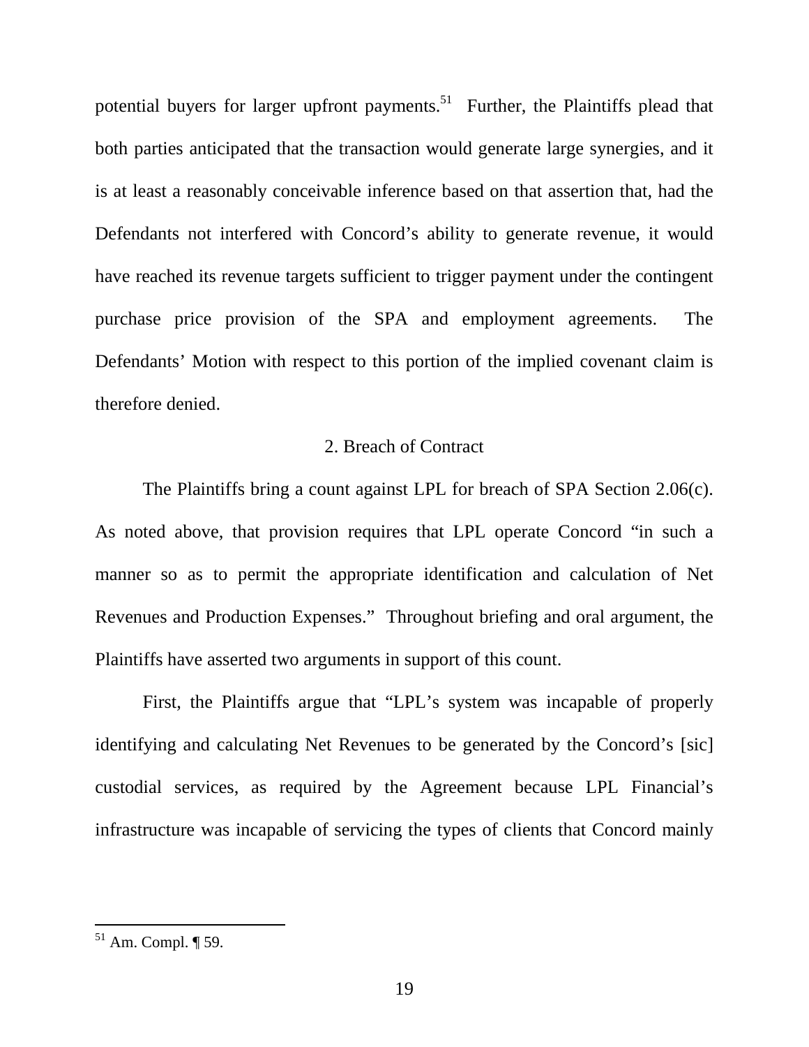potential buyers for larger upfront payments.[51] Further, the Plaintiffs plead that both parties anticipated that the transaction would generate large synergies, and it is at least a reasonably conceivable inference based on that assertion that, had the Defendants not interfered with Concord's ability to generate revenue, it would have reached its revenue targets sufficient to trigger payment under the contingent purchase price provision of the SPA and employment agreements. The Defendants' Motion with respect to this portion of the implied covenant claim is therefore denied.

### 2. Breach of Contract

The Plaintiffs bring a count against LPL for breach of SPA Section 2.06(c). As noted above, that provision requires that LPL operate Concord "in such a manner so as to permit the appropriate identification and calculation of Net Revenues and Production Expenses." Throughout briefing and oral argument, the Plaintiffs have asserted two arguments in support of this count.

First, the Plaintiffs argue that "LPL's system was incapable of properly identifying and calculating Net Revenues to be generated by the Concord's [sic] custodial services, as required by the Agreement because LPL Financial's infrastructure was incapable of servicing the types of clients that Concord mainly

---

[51] Am. Compl. ¶ 59.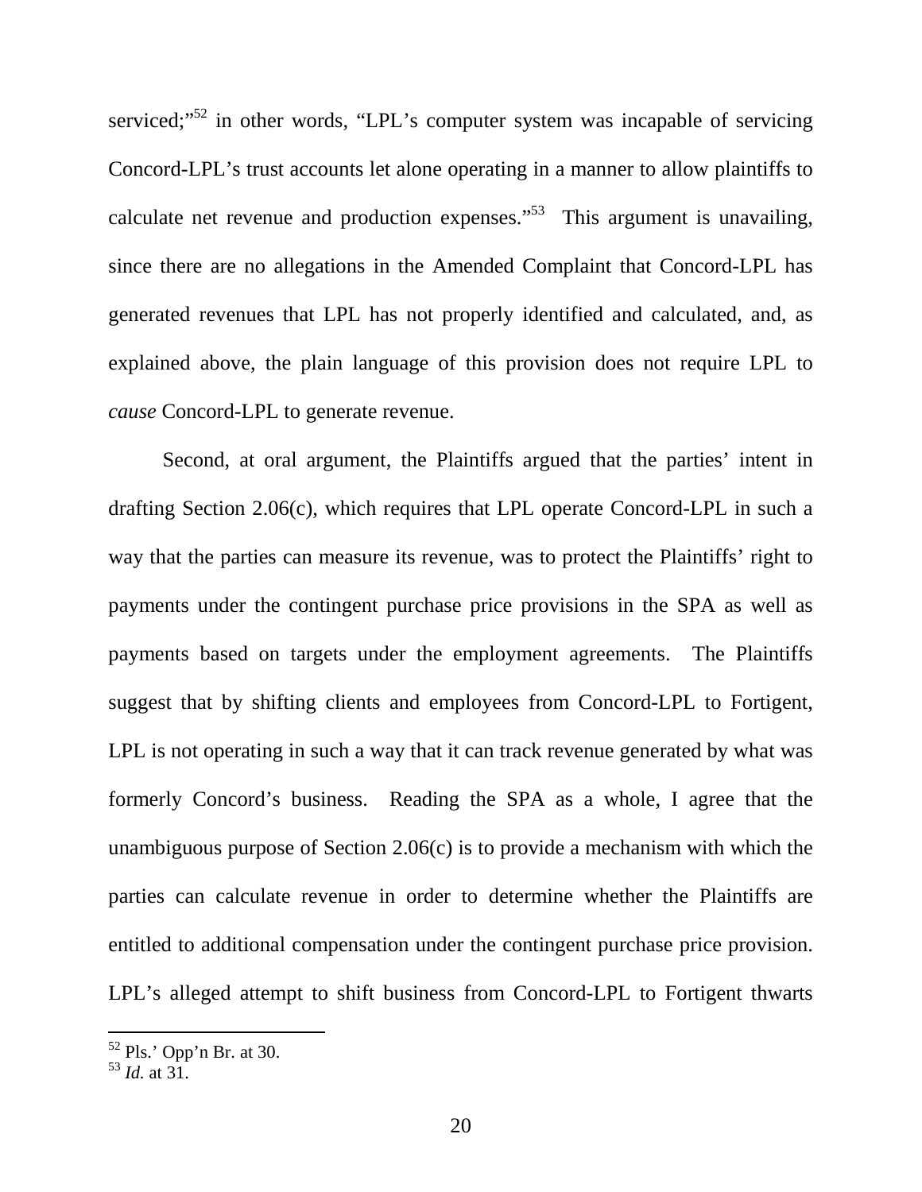serviced;"[52] in other words, "LPL's computer system was incapable of servicing Concord-LPL's trust accounts let alone operating in a manner to allow plaintiffs to calculate net revenue and production expenses."[53] This argument is unavailing, since there are no allegations in the Amended Complaint that Concord-LPL has generated revenues that LPL has not properly identified and calculated, and, as explained above, the plain language of this provision does not require LPL to *cause* Concord-LPL to generate revenue.

Second, at oral argument, the Plaintiffs argued that the parties' intent in drafting Section 2.06(c), which requires that LPL operate Concord-LPL in such a way that the parties can measure its revenue, was to protect the Plaintiffs' right to payments under the contingent purchase price provisions in the SPA as well as payments based on targets under the employment agreements. The Plaintiffs suggest that by shifting clients and employees from Concord-LPL to Fortigent, LPL is not operating in such a way that it can track revenue generated by what was formerly Concord's business. Reading the SPA as a whole, I agree that the unambiguous purpose of Section 2.06(c) is to provide a mechanism with which the parties can calculate revenue in order to determine whether the Plaintiffs are entitled to additional compensation under the contingent purchase price provision. LPL's alleged attempt to shift business from Concord-LPL to Fortigent thwarts

---

[52] Pls.' Opp'n Br. at 30.

[53] *Id.* at 31.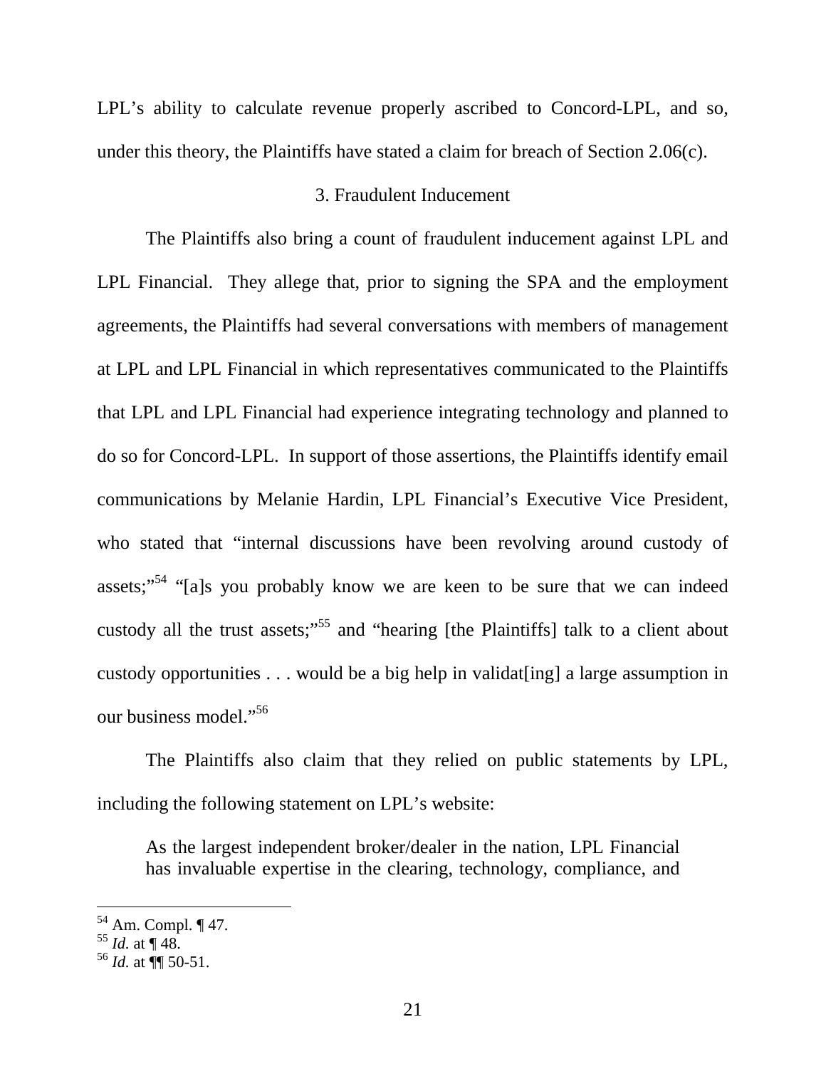LPL's ability to calculate revenue properly ascribed to Concord-LPL, and so, under this theory, the Plaintiffs have stated a claim for breach of Section 2.06(c).

### 3. Fraudulent Inducement

The Plaintiffs also bring a count of fraudulent inducement against LPL and LPL Financial. They allege that, prior to signing the SPA and the employment agreements, the Plaintiffs had several conversations with members of management at LPL and LPL Financial in which representatives communicated to the Plaintiffs that LPL and LPL Financial had experience integrating technology and planned to do so for Concord-LPL. In support of those assertions, the Plaintiffs identify email communications by Melanie Hardin, LPL Financial's Executive Vice President, who stated that "internal discussions have been revolving around custody of assets;"[54] "[a]s you probably know we are keen to be sure that we can indeed custody all the trust assets;"[55] and "hearing [the Plaintiffs] talk to a client about custody opportunities . . . would be a big help in validat[ing] a large assumption in our business model."[56]

The Plaintiffs also claim that they relied on public statements by LPL, including the following statement on LPL's website:

> As the largest independent broker/dealer in the nation, LPL Financial has invaluable expertise in the clearing, technology, compliance, and

---

[54] Am. Compl. ¶ 47.
[55] *Id.* at ¶ 48.
[56] *Id.* at ¶¶ 50-51.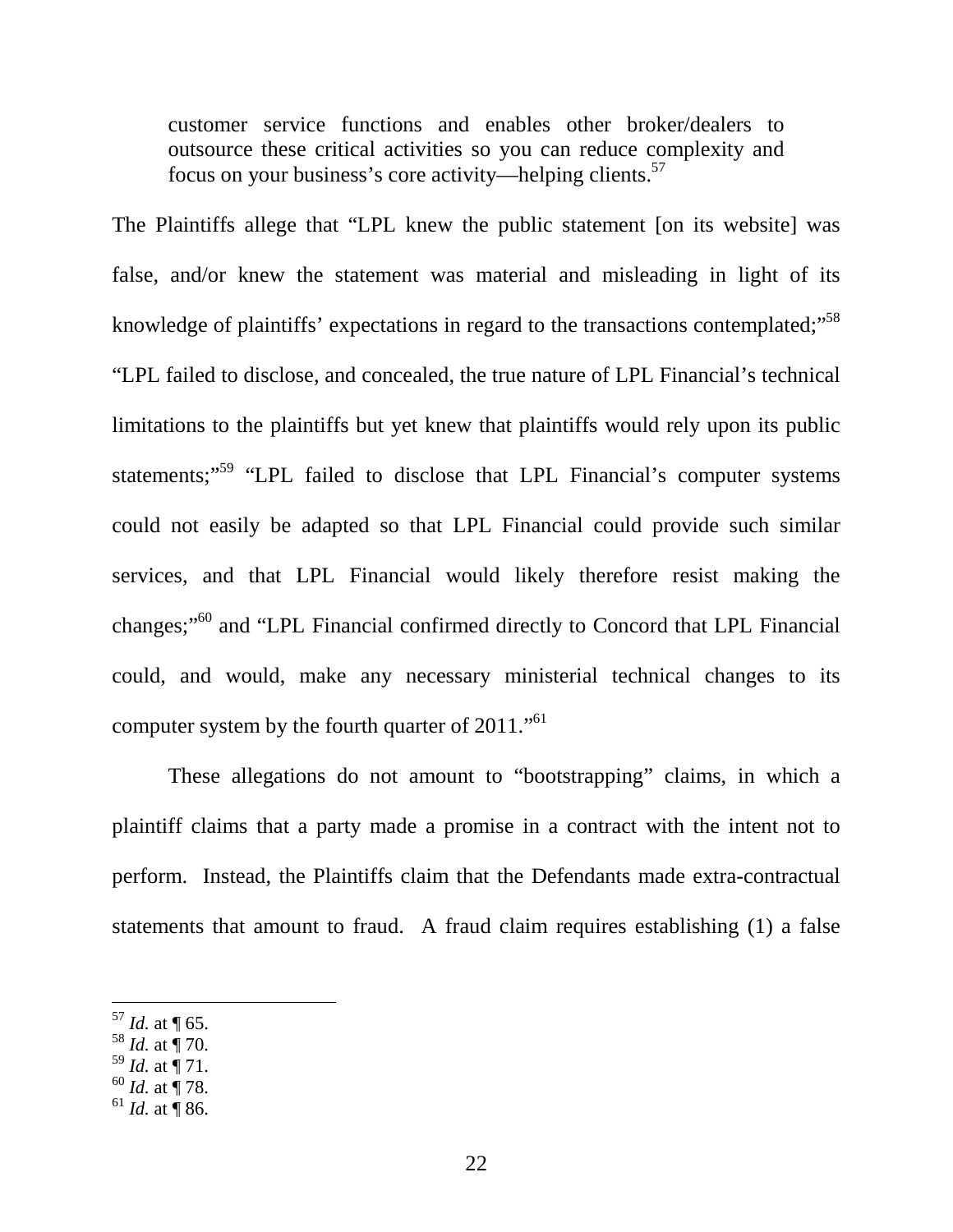> customer service functions and enables other broker/dealers to outsource these critical activities so you can reduce complexity and focus on your business's core activity—helping clients.[57]

The Plaintiffs allege that "LPL knew the public statement [on its website] was false, and/or knew the statement was material and misleading in light of its knowledge of plaintiffs' expectations in regard to the transactions contemplated;"[58] "LPL failed to disclose, and concealed, the true nature of LPL Financial's technical limitations to the plaintiffs but yet knew that plaintiffs would rely upon its public statements;"[59] "LPL failed to disclose that LPL Financial's computer systems could not easily be adapted so that LPL Financial could provide such similar services, and that LPL Financial would likely therefore resist making the changes;"[60] and "LPL Financial confirmed directly to Concord that LPL Financial could, and would, make any necessary ministerial technical changes to its computer system by the fourth quarter of 2011."[61]

These allegations do not amount to "bootstrapping" claims, in which a plaintiff claims that a party made a promise in a contract with the intent not to perform. Instead, the Plaintiffs claim that the Defendants made extra-contractual statements that amount to fraud. A fraud claim requires establishing (1) a false

---

[57] *Id.* at ¶ 65.
[58] *Id.* at ¶ 70.
[59] *Id.* at ¶ 71.
[60] *Id.* at ¶ 78.
[61] *Id.* at ¶ 86.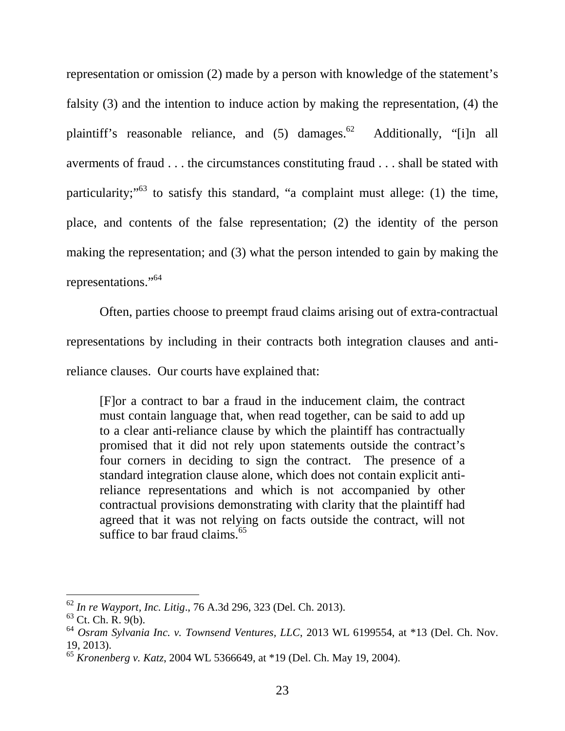representation or omission (2) made by a person with knowledge of the statement's falsity (3) and the intention to induce action by making the representation, (4) the plaintiff's reasonable reliance, and (5) damages.[62] Additionally, "[i]n all averments of fraud . . . the circumstances constituting fraud . . . shall be stated with particularity;"[63] to satisfy this standard, "a complaint must allege: (1) the time, place, and contents of the false representation; (2) the identity of the person making the representation; and (3) what the person intended to gain by making the representations."[64]

Often, parties choose to preempt fraud claims arising out of extra-contractual representations by including in their contracts both integration clauses and anti-reliance clauses. Our courts have explained that:

> [F]or a contract to bar a fraud in the inducement claim, the contract must contain language that, when read together, can be said to add up to a clear anti-reliance clause by which the plaintiff has contractually promised that it did not rely upon statements outside the contract's four corners in deciding to sign the contract. The presence of a standard integration clause alone, which does not contain explicit anti-reliance representations and which is not accompanied by other contractual provisions demonstrating with clarity that the plaintiff had agreed that it was not relying on facts outside the contract, will not suffice to bar fraud claims.[65]

---

[62] *In re Wayport, Inc. Litig*., 76 A.3d 296, 323 (Del. Ch. 2013).

[63] Ct. Ch. R. 9(b).

[64] *Osram Sylvania Inc. v. Townsend Ventures, LLC*, 2013 WL 6199554, at *13 (Del. Ch. Nov. 19, 2013).

[65] *Kronenberg v. Katz*, 2004 WL 5366649, at *19 (Del. Ch. May 19, 2004).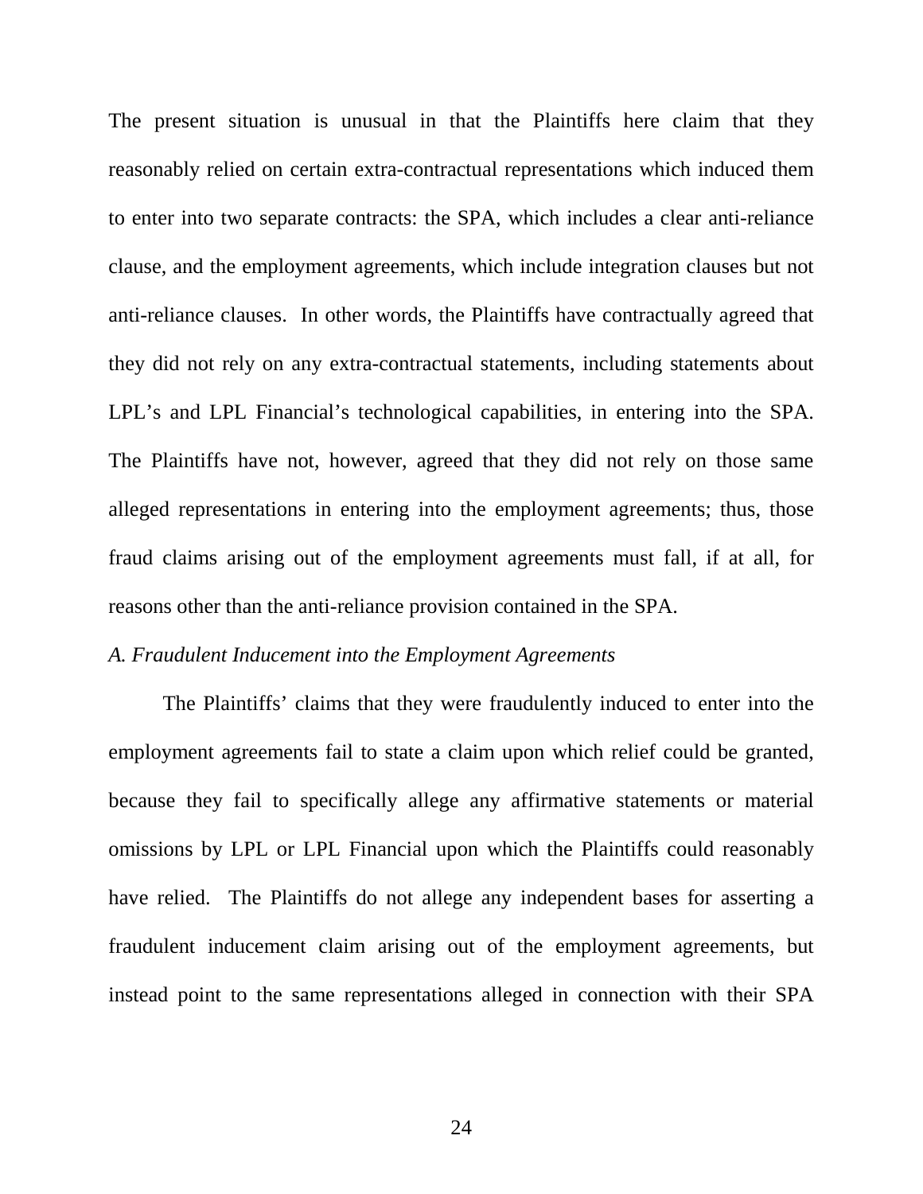The present situation is unusual in that the Plaintiffs here claim that they reasonably relied on certain extra-contractual representations which induced them to enter into two separate contracts: the SPA, which includes a clear anti-reliance clause, and the employment agreements, which include integration clauses but not anti-reliance clauses. In other words, the Plaintiffs have contractually agreed that they did not rely on any extra-contractual statements, including statements about LPL's and LPL Financial's technological capabilities, in entering into the SPA. The Plaintiffs have not, however, agreed that they did not rely on those same alleged representations in entering into the employment agreements; thus, those fraud claims arising out of the employment agreements must fall, if at all, for reasons other than the anti-reliance provision contained in the SPA.

*A. Fraudulent Inducement into the Employment Agreements*

The Plaintiffs' claims that they were fraudulently induced to enter into the employment agreements fail to state a claim upon which relief could be granted, because they fail to specifically allege any affirmative statements or material omissions by LPL or LPL Financial upon which the Plaintiffs could reasonably have relied. The Plaintiffs do not allege any independent bases for asserting a fraudulent inducement claim arising out of the employment agreements, but instead point to the same representations alleged in connection with their SPA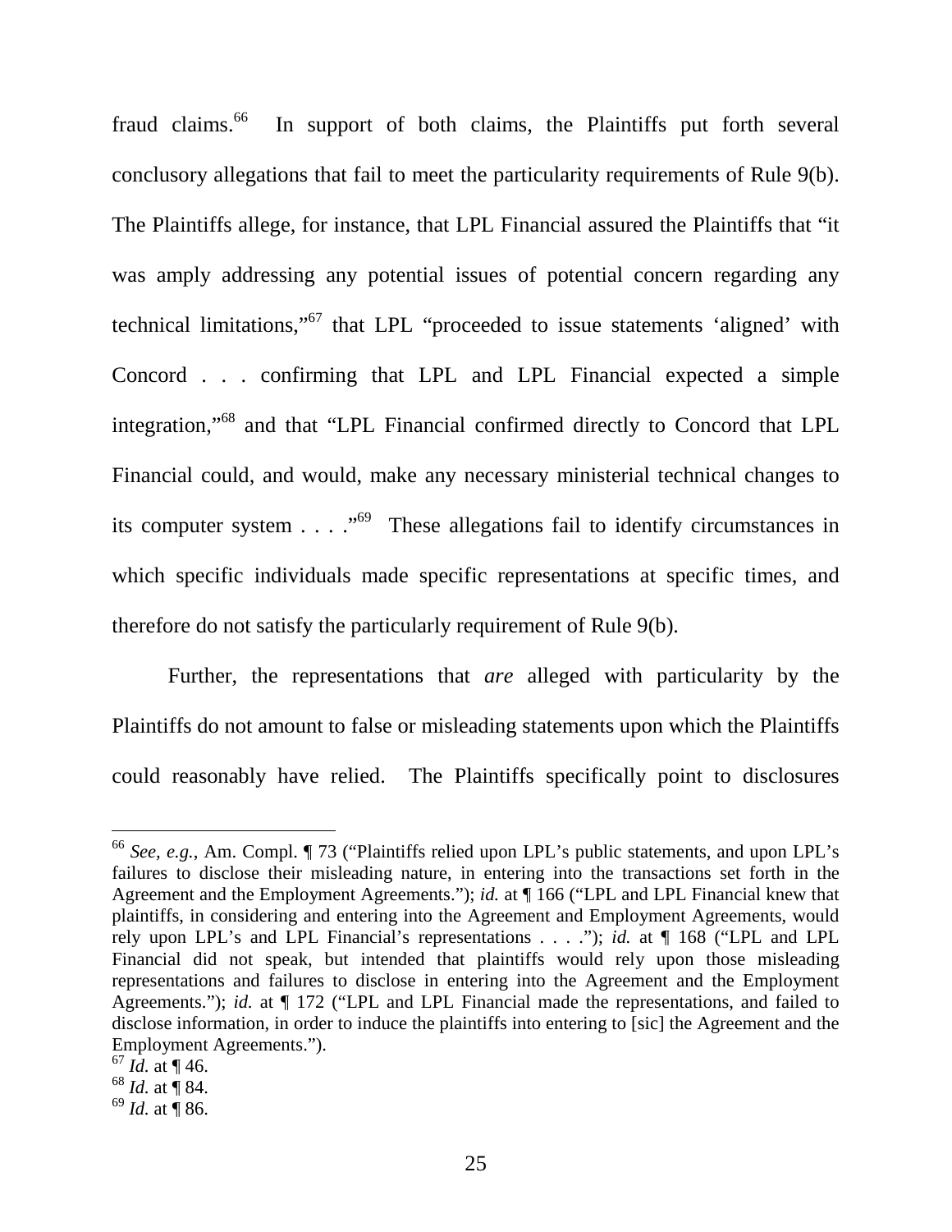fraud claims.[66] In support of both claims, the Plaintiffs put forth several conclusory allegations that fail to meet the particularity requirements of Rule 9(b). The Plaintiffs allege, for instance, that LPL Financial assured the Plaintiffs that "it was amply addressing any potential issues of potential concern regarding any technical limitations,"[67] that LPL "proceeded to issue statements 'aligned' with Concord . . . confirming that LPL and LPL Financial expected a simple integration,"[68] and that "LPL Financial confirmed directly to Concord that LPL Financial could, and would, make any necessary ministerial technical changes to its computer system . . . ."[69] These allegations fail to identify circumstances in which specific individuals made specific representations at specific times, and therefore do not satisfy the particularly requirement of Rule 9(b).

Further, the representations that *are* alleged with particularity by the Plaintiffs do not amount to false or misleading statements upon which the Plaintiffs could reasonably have relied. The Plaintiffs specifically point to disclosures

---

[66] *See, e.g.*, Am. Compl. ¶ 73 ("Plaintiffs relied upon LPL's public statements, and upon LPL's failures to disclose their misleading nature, in entering into the transactions set forth in the Agreement and the Employment Agreements."); *id.* at ¶ 166 ("LPL and LPL Financial knew that plaintiffs, in considering and entering into the Agreement and Employment Agreements, would rely upon LPL's and LPL Financial's representations . . . ."); *id.* at ¶ 168 ("LPL and LPL Financial did not speak, but intended that plaintiffs would rely upon those misleading representations and failures to disclose in entering into the Agreement and the Employment Agreements."); *id.* at ¶ 172 ("LPL and LPL Financial made the representations, and failed to disclose information, in order to induce the plaintiffs into entering to [sic] the Agreement and the Employment Agreements.").

[67] *Id.* at ¶ 46.

[68] *Id.* at ¶ 84.

[69] *Id.* at ¶ 86.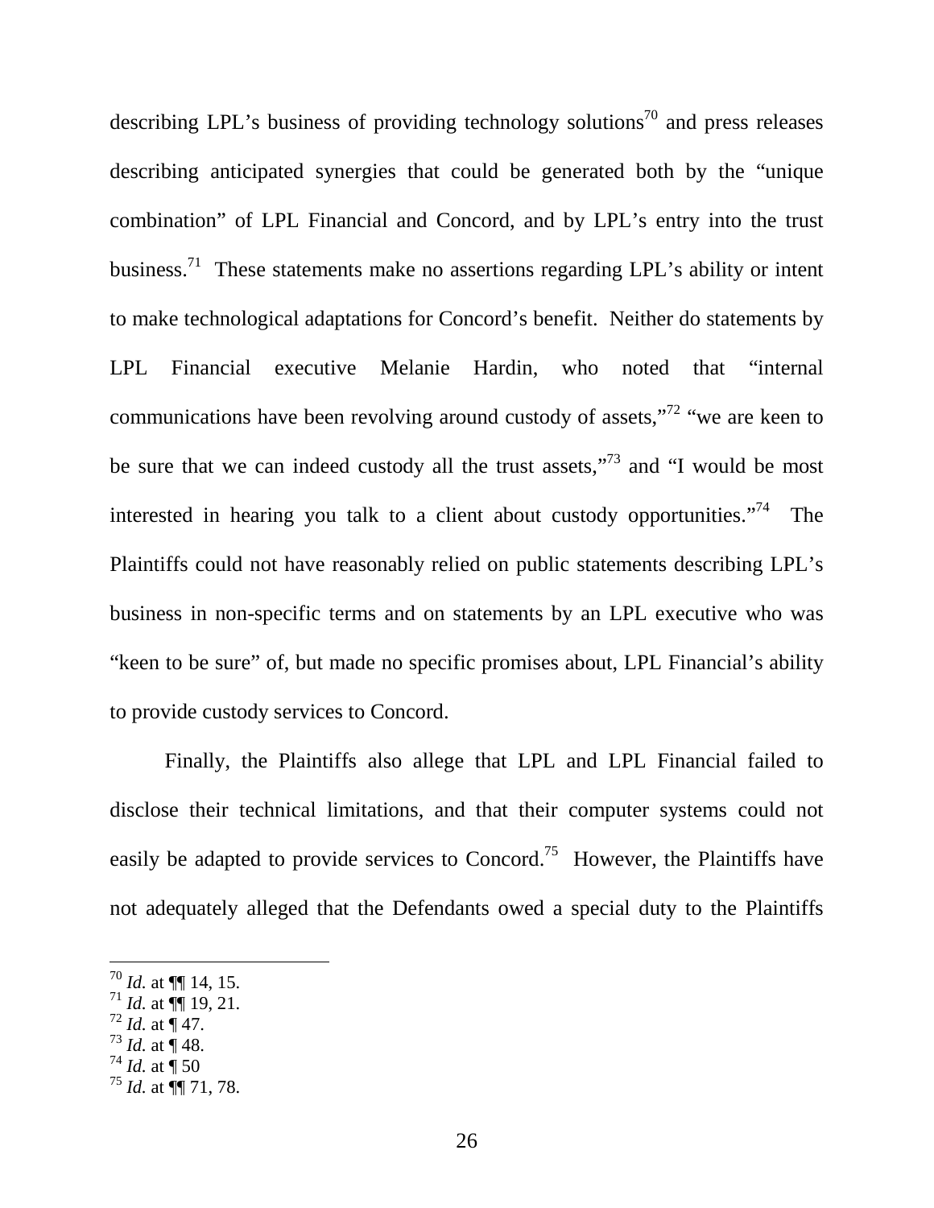describing LPL's business of providing technology solutions[70] and press releases describing anticipated synergies that could be generated both by the "unique combination" of LPL Financial and Concord, and by LPL's entry into the trust business.[71] These statements make no assertions regarding LPL's ability or intent to make technological adaptations for Concord's benefit. Neither do statements by LPL Financial executive Melanie Hardin, who noted that "internal communications have been revolving around custody of assets,"[72] "we are keen to be sure that we can indeed custody all the trust assets,"[73] and "I would be most interested in hearing you talk to a client about custody opportunities."[74] The Plaintiffs could not have reasonably relied on public statements describing LPL's business in non-specific terms and on statements by an LPL executive who was "keen to be sure" of, but made no specific promises about, LPL Financial's ability to provide custody services to Concord.

Finally, the Plaintiffs also allege that LPL and LPL Financial failed to disclose their technical limitations, and that their computer systems could not easily be adapted to provide services to Concord.[75] However, the Plaintiffs have not adequately alleged that the Defendants owed a special duty to the Plaintiffs

---

[70] *Id.* at ¶¶ 14, 15.

[71] *Id.* at ¶¶ 19, 21.

[72] *Id.* at ¶ 47.

[73] *Id.* at ¶ 48.

[74] *Id.* at ¶ 50

[75] *Id.* at ¶¶ 71, 78.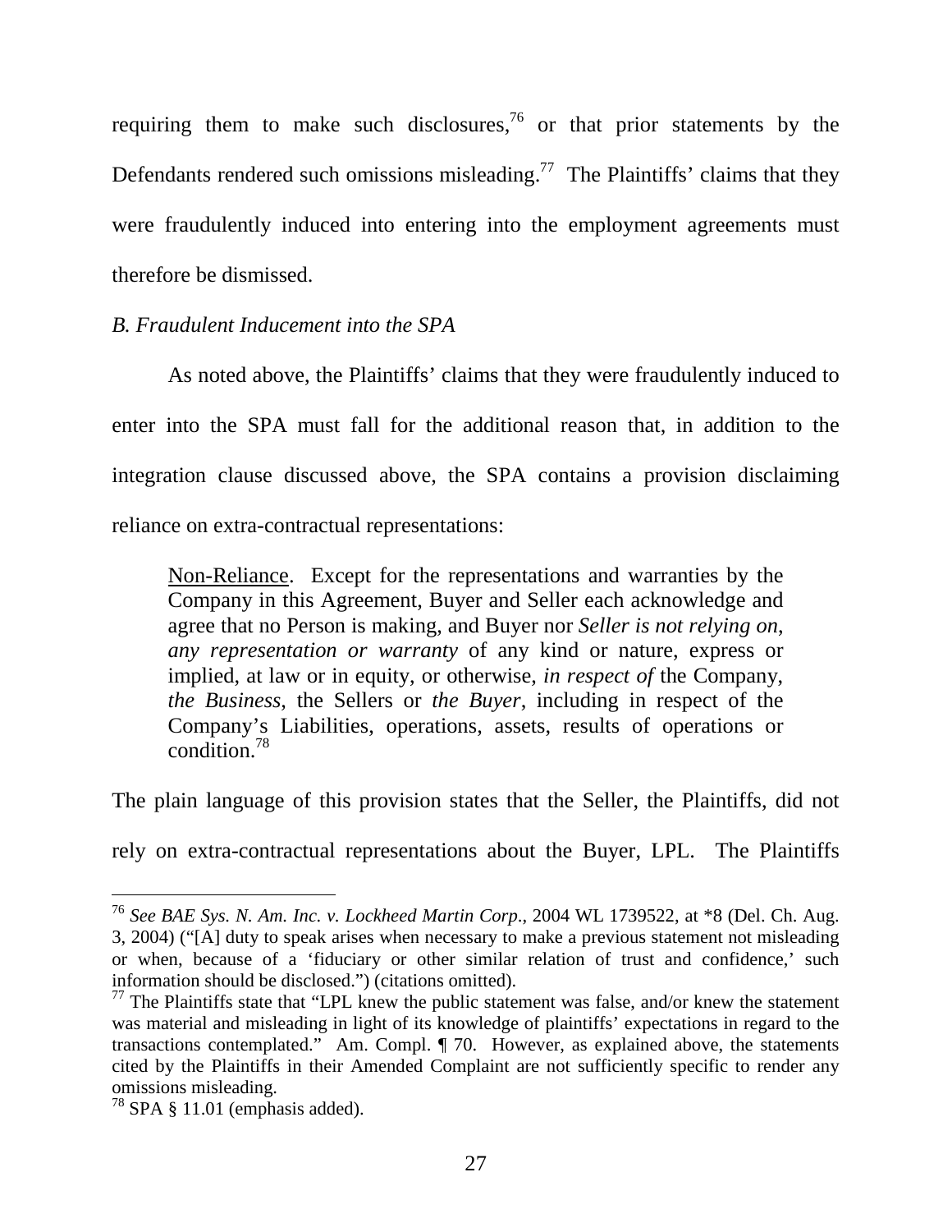requiring them to make such disclosures,[76] or that prior statements by the Defendants rendered such omissions misleading.[77] The Plaintiffs' claims that they were fraudulently induced into entering into the employment agreements must therefore be dismissed.

*B. Fraudulent Inducement into the SPA*

As noted above, the Plaintiffs' claims that they were fraudulently induced to enter into the SPA must fall for the additional reason that, in addition to the integration clause discussed above, the SPA contains a provision disclaiming reliance on extra-contractual representations:

> Non-Reliance. Except for the representations and warranties by the Company in this Agreement, Buyer and Seller each acknowledge and agree that no Person is making, and Buyer nor *Seller is not relying on*, *any representation or warranty* of any kind or nature, express or implied, at law or in equity, or otherwise, *in respect of* the Company, *the Business*, the Sellers or *the Buyer*, including in respect of the Company's Liabilities, operations, assets, results of operations or condition.[78]

The plain language of this provision states that the Seller, the Plaintiffs, did not rely on extra-contractual representations about the Buyer, LPL. The Plaintiffs

---

[76] *See BAE Sys. N. Am. Inc. v. Lockheed Martin Corp*., 2004 WL 1739522, at *8 (Del. Ch. Aug. 3, 2004) ("[A] duty to speak arises when necessary to make a previous statement not misleading or when, because of a 'fiduciary or other similar relation of trust and confidence,' such information should be disclosed.") (citations omitted).

[77] The Plaintiffs state that "LPL knew the public statement was false, and/or knew the statement was material and misleading in light of its knowledge of plaintiffs' expectations in regard to the transactions contemplated." Am. Compl. ¶ 70. However, as explained above, the statements cited by the Plaintiffs in their Amended Complaint are not sufficiently specific to render any omissions misleading.

[78] SPA § 11.01 (emphasis added).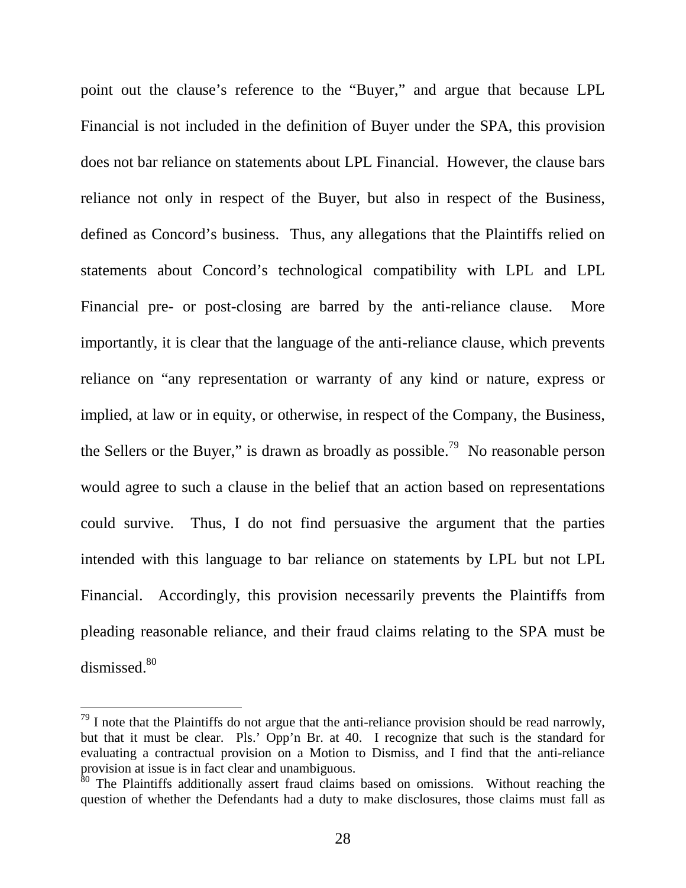point out the clause's reference to the "Buyer," and argue that because LPL Financial is not included in the definition of Buyer under the SPA, this provision does not bar reliance on statements about LPL Financial. However, the clause bars reliance not only in respect of the Buyer, but also in respect of the Business, defined as Concord's business. Thus, any allegations that the Plaintiffs relied on statements about Concord's technological compatibility with LPL and LPL Financial pre- or post-closing are barred by the anti-reliance clause. More importantly, it is clear that the language of the anti-reliance clause, which prevents reliance on "any representation or warranty of any kind or nature, express or implied, at law or in equity, or otherwise, in respect of the Company, the Business, the Sellers or the Buyer," is drawn as broadly as possible.[79] No reasonable person would agree to such a clause in the belief that an action based on representations could survive. Thus, I do not find persuasive the argument that the parties intended with this language to bar reliance on statements by LPL but not LPL Financial. Accordingly, this provision necessarily prevents the Plaintiffs from pleading reasonable reliance, and their fraud claims relating to the SPA must be dismissed.[80]

---

[79] I note that the Plaintiffs do not argue that the anti-reliance provision should be read narrowly, but that it must be clear. Pls.' Opp'n Br. at 40. I recognize that such is the standard for evaluating a contractual provision on a Motion to Dismiss, and I find that the anti-reliance provision at issue is in fact clear and unambiguous.

[80] The Plaintiffs additionally assert fraud claims based on omissions. Without reaching the question of whether the Defendants had a duty to make disclosures, those claims must fall as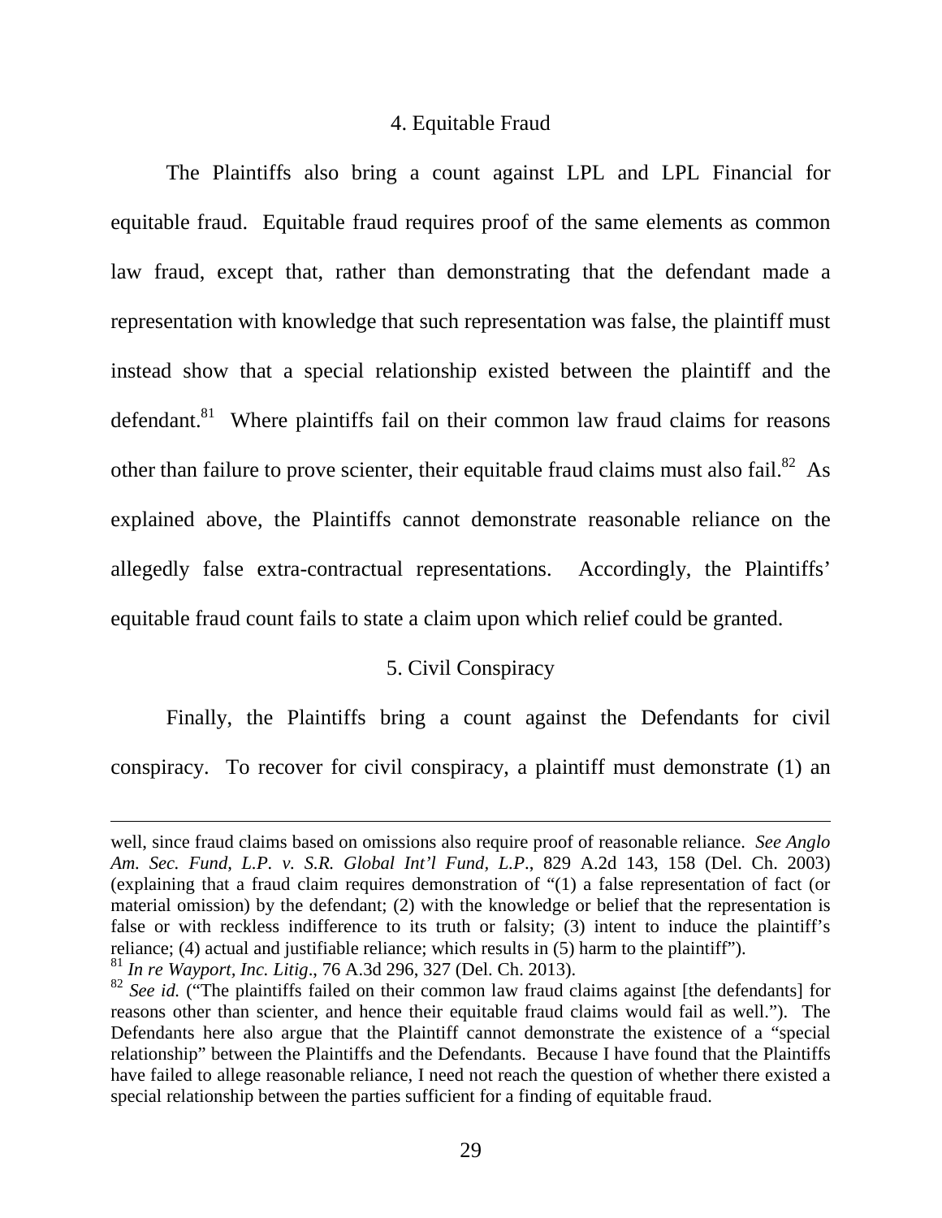### 4. Equitable Fraud

The Plaintiffs also bring a count against LPL and LPL Financial for equitable fraud. Equitable fraud requires proof of the same elements as common law fraud, except that, rather than demonstrating that the defendant made a representation with knowledge that such representation was false, the plaintiff must instead show that a special relationship existed between the plaintiff and the defendant.[81] Where plaintiffs fail on their common law fraud claims for reasons other than failure to prove scienter, their equitable fraud claims must also fail.[82] As explained above, the Plaintiffs cannot demonstrate reasonable reliance on the allegedly false extra-contractual representations. Accordingly, the Plaintiffs' equitable fraud count fails to state a claim upon which relief could be granted.

### 5. Civil Conspiracy

Finally, the Plaintiffs bring a count against the Defendants for civil conspiracy. To recover for civil conspiracy, a plaintiff must demonstrate (1) an

---

well, since fraud claims based on omissions also require proof of reasonable reliance. *See Anglo Am. Sec. Fund, L.P. v. S.R. Global Int'l Fund, L.P.*, 829 A.2d 143, 158 (Del. Ch. 2003) (explaining that a fraud claim requires demonstration of "(1) a false representation of fact (or material omission) by the defendant; (2) with the knowledge or belief that the representation is false or with reckless indifference to its truth or falsity; (3) intent to induce the plaintiff's reliance; (4) actual and justifiable reliance; which results in (5) harm to the plaintiff").

[81] *In re Wayport, Inc. Litig*., 76 A.3d 296, 327 (Del. Ch. 2013).

[82] *See id.* ("The plaintiffs failed on their common law fraud claims against [the defendants] for reasons other than scienter, and hence their equitable fraud claims would fail as well."). The Defendants here also argue that the Plaintiff cannot demonstrate the existence of a "special relationship" between the Plaintiffs and the Defendants. Because I have found that the Plaintiffs have failed to allege reasonable reliance, I need not reach the question of whether there existed a special relationship between the parties sufficient for a finding of equitable fraud.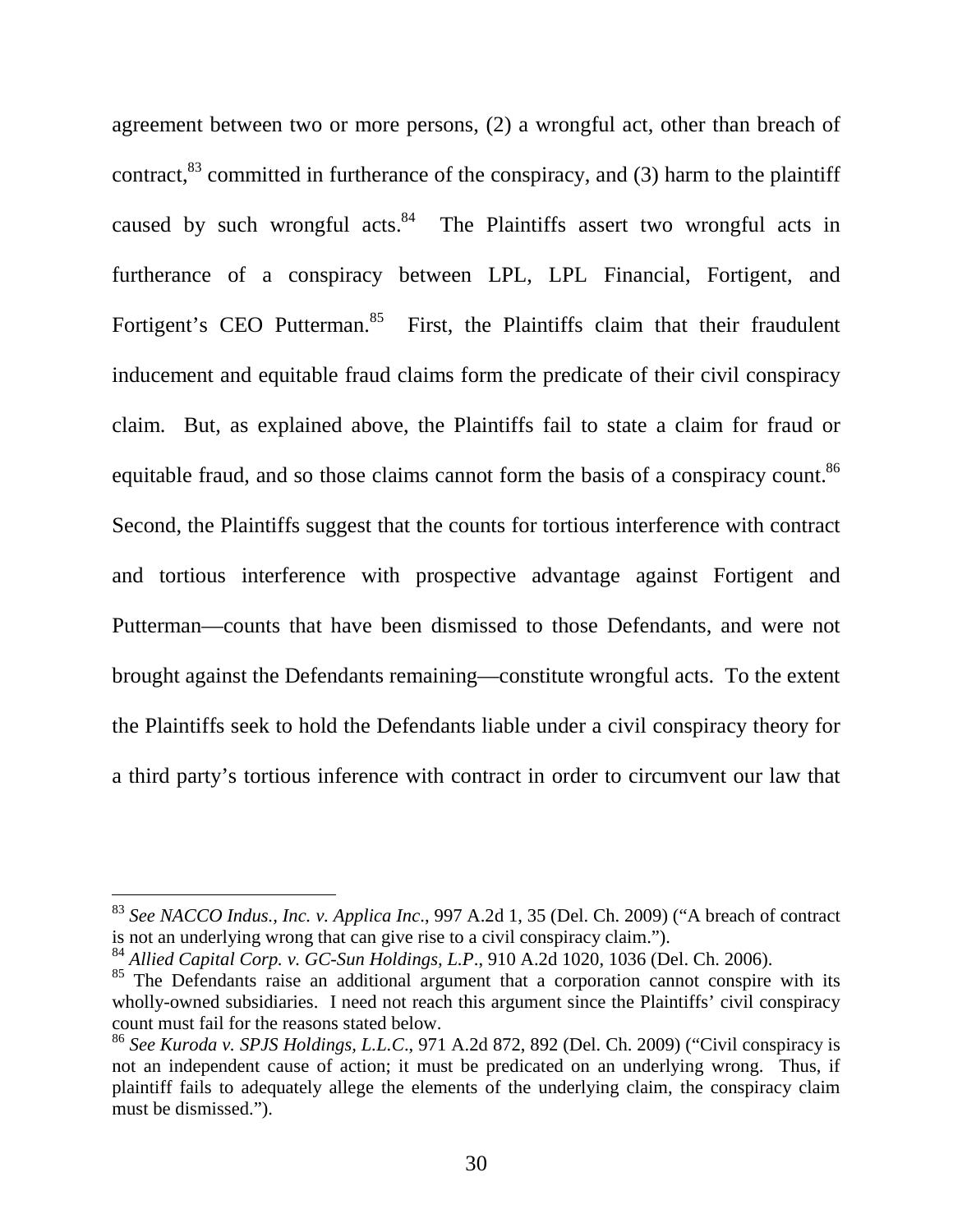agreement between two or more persons, (2) a wrongful act, other than breach of contract,[83] committed in furtherance of the conspiracy, and (3) harm to the plaintiff caused by such wrongful acts.[84] The Plaintiffs assert two wrongful acts in furtherance of a conspiracy between LPL, LPL Financial, Fortigent, and Fortigent's CEO Putterman.[85] First, the Plaintiffs claim that their fraudulent inducement and equitable fraud claims form the predicate of their civil conspiracy claim. But, as explained above, the Plaintiffs fail to state a claim for fraud or equitable fraud, and so those claims cannot form the basis of a conspiracy count.[86] Second, the Plaintiffs suggest that the counts for tortious interference with contract and tortious interference with prospective advantage against Fortigent and Putterman—counts that have been dismissed to those Defendants, and were not brought against the Defendants remaining—constitute wrongful acts. To the extent the Plaintiffs seek to hold the Defendants liable under a civil conspiracy theory for a third party's tortious inference with contract in order to circumvent our law that

---

[83] *See NACCO Indus., Inc. v. Applica Inc*., 997 A.2d 1, 35 (Del. Ch. 2009) ("A breach of contract is not an underlying wrong that can give rise to a civil conspiracy claim.").

[84] *Allied Capital Corp. v. GC-Sun Holdings, L.P*., 910 A.2d 1020, 1036 (Del. Ch. 2006).

[85] The Defendants raise an additional argument that a corporation cannot conspire with its wholly-owned subsidiaries. I need not reach this argument since the Plaintiffs' civil conspiracy count must fail for the reasons stated below.

[86] *See Kuroda v. SPJS Holdings, L.L.C*., 971 A.2d 872, 892 (Del. Ch. 2009) ("Civil conspiracy is not an independent cause of action; it must be predicated on an underlying wrong. Thus, if plaintiff fails to adequately allege the elements of the underlying claim, the conspiracy claim must be dismissed.").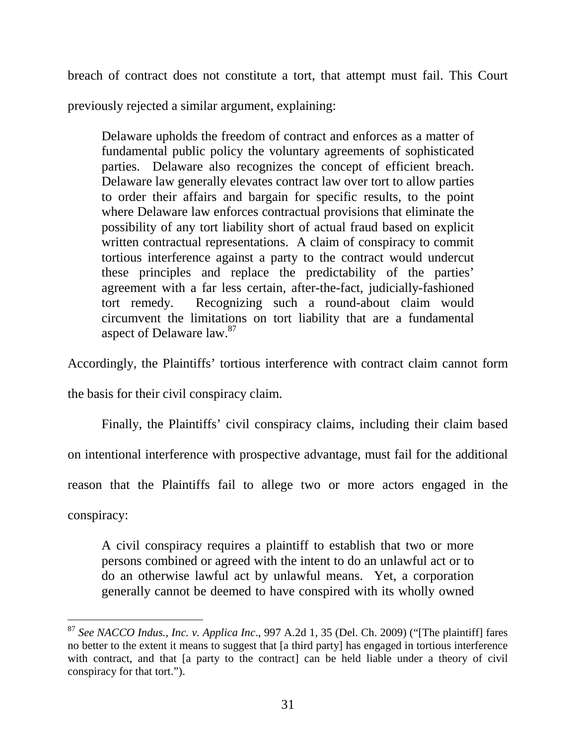breach of contract does not constitute a tort, that attempt must fail. This Court previously rejected a similar argument, explaining:

> Delaware upholds the freedom of contract and enforces as a matter of fundamental public policy the voluntary agreements of sophisticated parties. Delaware also recognizes the concept of efficient breach. Delaware law generally elevates contract law over tort to allow parties to order their affairs and bargain for specific results, to the point where Delaware law enforces contractual provisions that eliminate the possibility of any tort liability short of actual fraud based on explicit written contractual representations. A claim of conspiracy to commit tortious interference against a party to the contract would undercut these principles and replace the predictability of the parties' agreement with a far less certain, after-the-fact, judicially-fashioned tort remedy. Recognizing such a round-about claim would circumvent the limitations on tort liability that are a fundamental aspect of Delaware law.[87]

Accordingly, the Plaintiffs' tortious interference with contract claim cannot form the basis for their civil conspiracy claim.

Finally, the Plaintiffs' civil conspiracy claims, including their claim based on intentional interference with prospective advantage, must fail for the additional reason that the Plaintiffs fail to allege two or more actors engaged in the conspiracy:

> A civil conspiracy requires a plaintiff to establish that two or more persons combined or agreed with the intent to do an unlawful act or to do an otherwise lawful act by unlawful means. Yet, a corporation generally cannot be deemed to have conspired with its wholly owned

---

[87] *See NACCO Indus., Inc. v. Applica Inc*., 997 A.2d 1, 35 (Del. Ch. 2009) ("[The plaintiff] fares no better to the extent it means to suggest that [a third party] has engaged in tortious interference with contract, and that [a party to the contract] can be held liable under a theory of civil conspiracy for that tort.").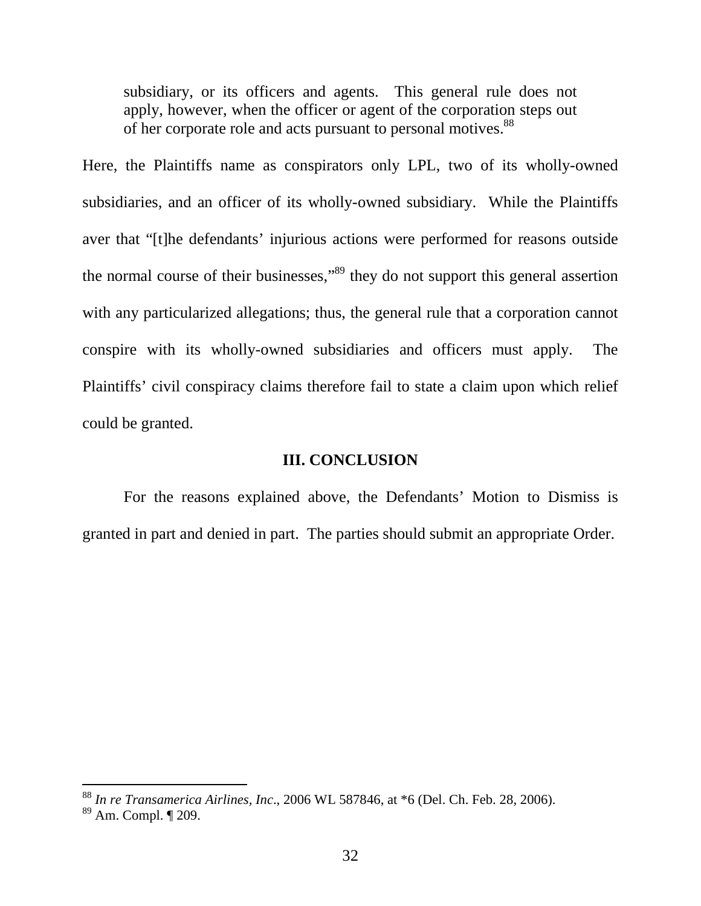> subsidiary, or its officers and agents. This general rule does not apply, however, when the officer or agent of the corporation steps out of her corporate role and acts pursuant to personal motives.[88]

Here, the Plaintiffs name as conspirators only LPL, two of its wholly-owned subsidiaries, and an officer of its wholly-owned subsidiary. While the Plaintiffs aver that "[t]he defendants' injurious actions were performed for reasons outside the normal course of their businesses,"[89] they do not support this general assertion with any particularized allegations; thus, the general rule that a corporation cannot conspire with its wholly-owned subsidiaries and officers must apply. The Plaintiffs' civil conspiracy claims therefore fail to state a claim upon which relief could be granted.

## III. CONCLUSION

For the reasons explained above, the Defendants' Motion to Dismiss is granted in part and denied in part. The parties should submit an appropriate Order.

---

[88] *In re Transamerica Airlines, Inc*., 2006 WL 587846, at *6 (Del. Ch. Feb. 28, 2006).

[89] Am. Compl. ¶ 209.